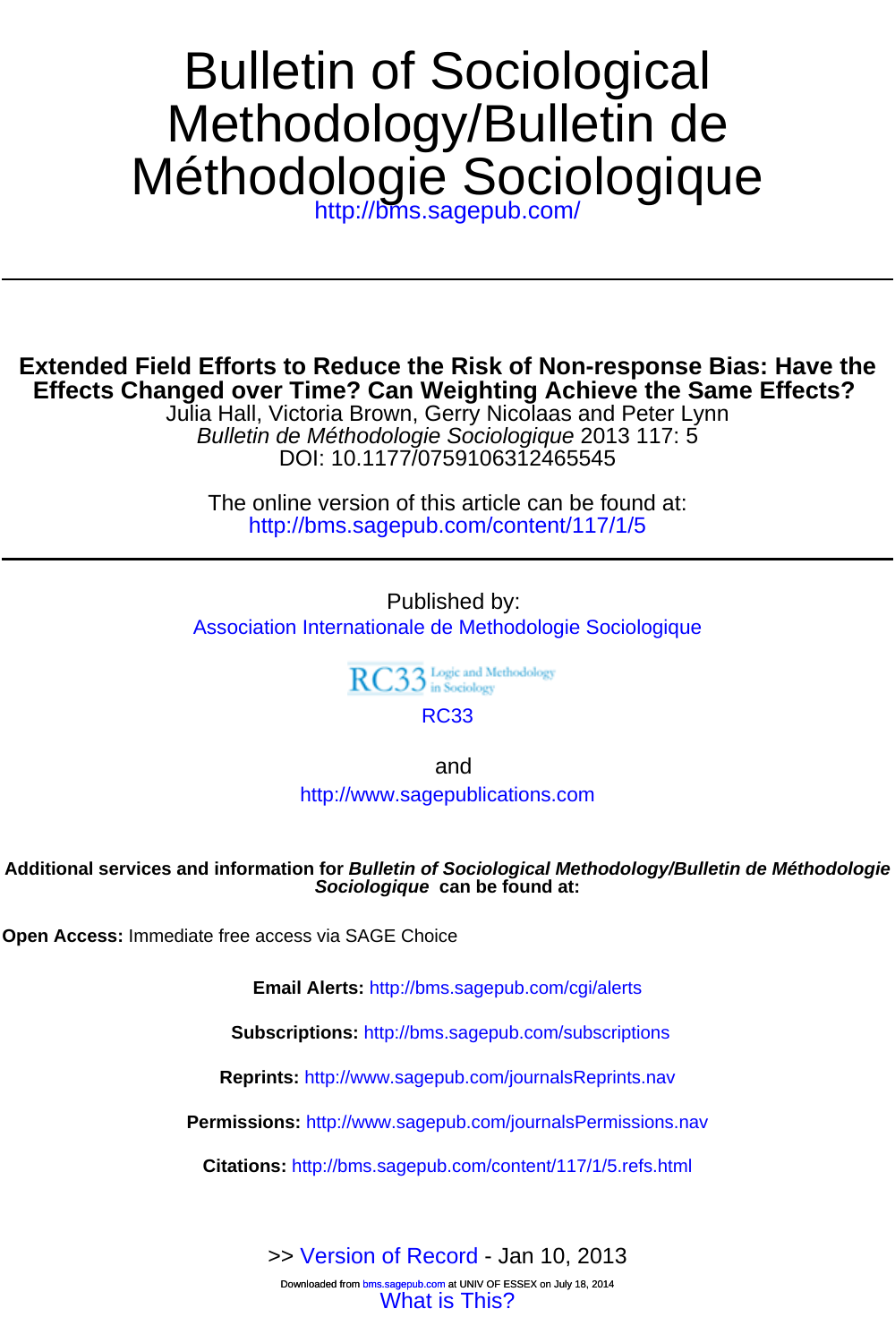# Bulletin of Sociological Methodology/Bulletin de Méthodologie Sociologique

http://bms.sagepub.com/

---

## Extended Field Efforts to Reduce the Risk of Non-response Bias: Have the Effects Changed over Time? Can Weighting Achieve the Same Effects?

Julia Hall, Victoria Brown, Gerry Nicolaas and Peter Lynn

*Bulletin de Méthodologie Sociologique* 2013 117: 5

DOI: 10.1177/0759106312465545

The online version of this article can be found at:

http://bms.sagepub.com/content/117/1/5

---

Published by:

Association Internationale de Methodologie Sociologique

RC33 Logic and Methodology in Sociology

RC33

and

http://www.sagepublications.com

**Additional services and information for *Bulletin of Sociological Methodology/Bulletin de Méthodologie Sociologique* can be found at:**

**Open Access:** Immediate free access via SAGE Choice

**Email Alerts:** http://bms.sagepub.com/cgi/alerts

**Subscriptions:** http://bms.sagepub.com/subscriptions

**Reprints:** http://www.sagepub.com/journalsReprints.nav

**Permissions:** http://www.sagepub.com/journalsPermissions.nav

**Citations:** http://bms.sagepub.com/content/117/1/5.refs.html

>> Version of Record - Jan 10, 2013

Downloaded from bms.sagepub.com at UNIV OF ESSEX on July 18, 2014

What is This?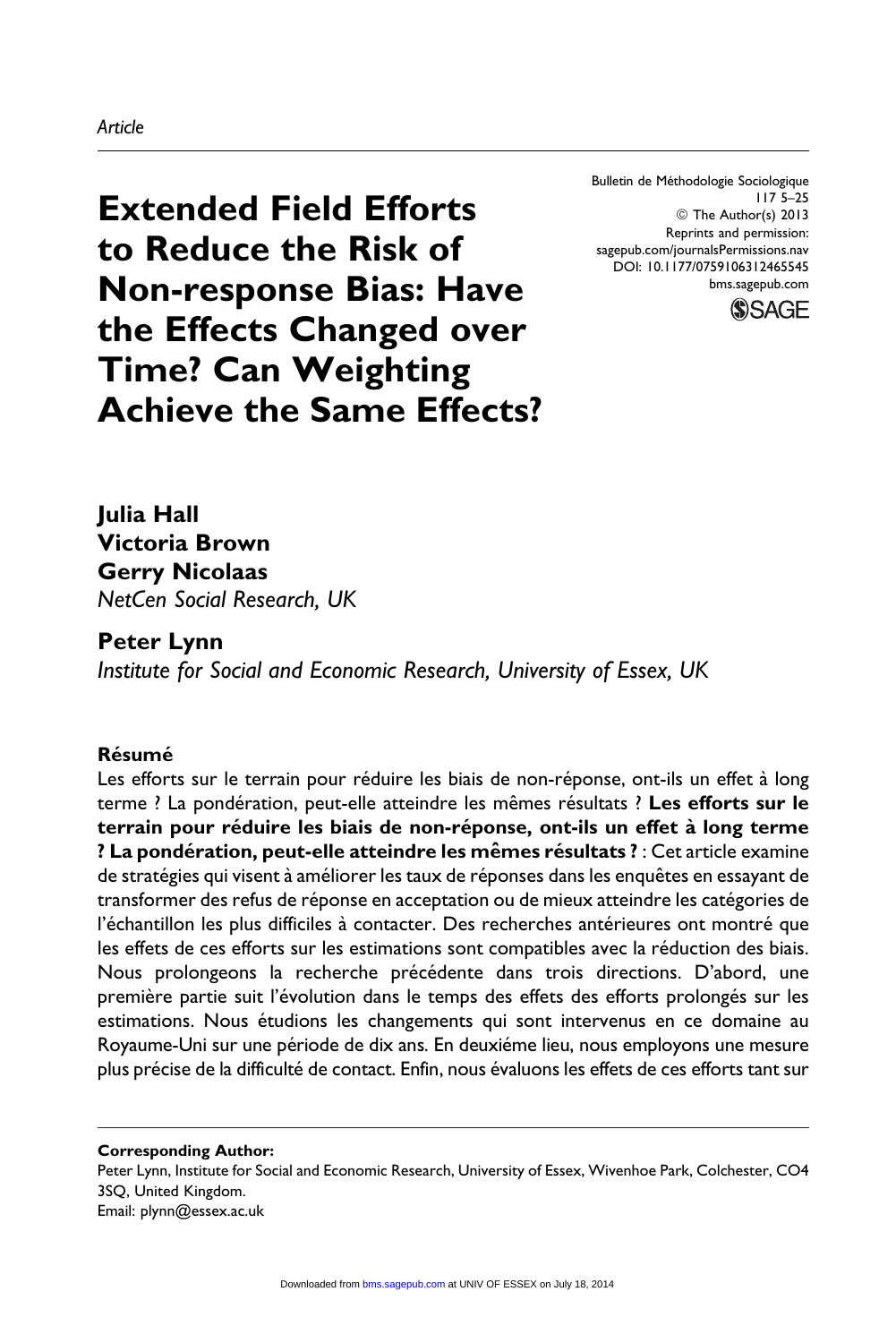*Article*

# Extended Field Efforts to Reduce the Risk of Non-response Bias: Have the Effects Changed over Time? Can Weighting Achieve the Same Effects?

**Julia Hall**
**Victoria Brown**
**Gerry Nicolaas**
*NetCen Social Research, UK*

**Peter Lynn**
*Institute for Social and Economic Research, University of Essex, UK*

**Résumé**

Les efforts sur le terrain pour réduire les biais de non-réponse, ont-ils un effet à long terme ? La pondération, peut-elle atteindre les mêmes résultats ? **Les efforts sur le terrain pour réduire les biais de non-réponse, ont-ils un effet à long terme ? La pondération, peut-elle atteindre les mêmes résultats ?** : Cet article examine de stratégies qui visent à améliorer les taux de réponses dans les enquêtes en essayant de transformer des refus de réponse en acceptation ou de mieux atteindre les catégories de l'échantillon les plus difficiles à contacter. Des recherches antérieures ont montré que les effets de ces efforts sur les estimations sont compatibles avec la réduction des biais. Nous prolongeons la recherche précédente dans trois directions. D'abord, une première partie suit l'évolution dans le temps des effets des efforts prolongés sur les estimations. Nous étudions les changements qui sont intervenus en ce domaine au Royaume-Uni sur une période de dix ans. En deuxiéme lieu, nous employons une mesure plus précise de la difficulté de contact. Enfin, nous évaluons les effets de ces efforts tant sur

---

**Corresponding Author:**
Peter Lynn, Institute for Social and Economic Research, University of Essex, Wivenhoe Park, Colchester, CO4 3SQ, United Kingdom.
Email: plynn@essex.ac.uk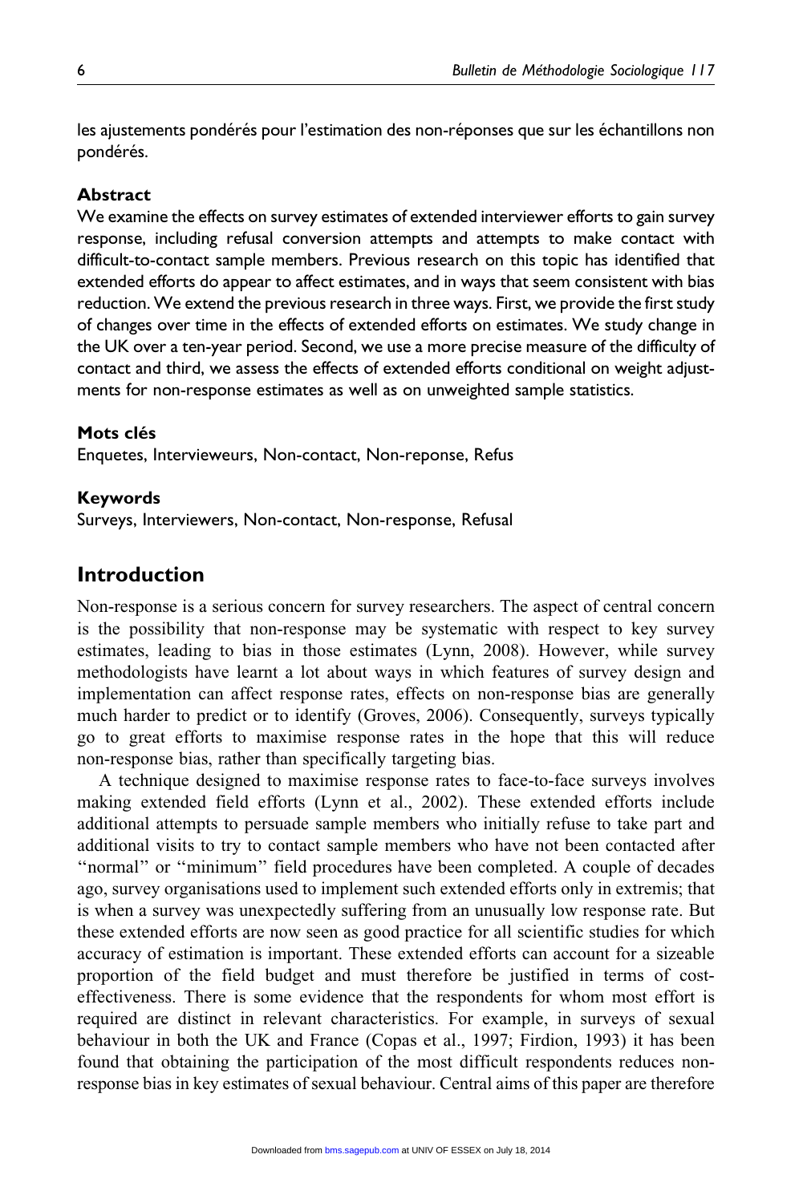les ajustements pondérés pour l'estimation des non-réponses que sur les échantillons non pondérés.

### Abstract

We examine the effects on survey estimates of extended interviewer efforts to gain survey response, including refusal conversion attempts and attempts to make contact with difficult-to-contact sample members. Previous research on this topic has identified that extended efforts do appear to affect estimates, and in ways that seem consistent with bias reduction. We extend the previous research in three ways. First, we provide the first study of changes over time in the effects of extended efforts on estimates. We study change in the UK over a ten-year period. Second, we use a more precise measure of the difficulty of contact and third, we assess the effects of extended efforts conditional on weight adjustments for non-response estimates as well as on unweighted sample statistics.

### Mots clés

Enquetes, Intervieweurs, Non-contact, Non-reponse, Refus

### Keywords

Surveys, Interviewers, Non-contact, Non-response, Refusal

## Introduction

Non-response is a serious concern for survey researchers. The aspect of central concern is the possibility that non-response may be systematic with respect to key survey estimates, leading to bias in those estimates (Lynn, 2008). However, while survey methodologists have learnt a lot about ways in which features of survey design and implementation can affect response rates, effects on non-response bias are generally much harder to predict or to identify (Groves, 2006). Consequently, surveys typically go to great efforts to maximise response rates in the hope that this will reduce non-response bias, rather than specifically targeting bias.

A technique designed to maximise response rates to face-to-face surveys involves making extended field efforts (Lynn et al., 2002). These extended efforts include additional attempts to persuade sample members who initially refuse to take part and additional visits to try to contact sample members who have not been contacted after "normal" or "minimum" field procedures have been completed. A couple of decades ago, survey organisations used to implement such extended efforts only in extremis; that is when a survey was unexpectedly suffering from an unusually low response rate. But these extended efforts are now seen as good practice for all scientific studies for which accuracy of estimation is important. These extended efforts can account for a sizeable proportion of the field budget and must therefore be justified in terms of cost-effectiveness. There is some evidence that the respondents for whom most effort is required are distinct in relevant characteristics. For example, in surveys of sexual behaviour in both the UK and France (Copas et al., 1997; Firdion, 1993) it has been found that obtaining the participation of the most difficult respondents reduces non-response bias in key estimates of sexual behaviour. Central aims of this paper are therefore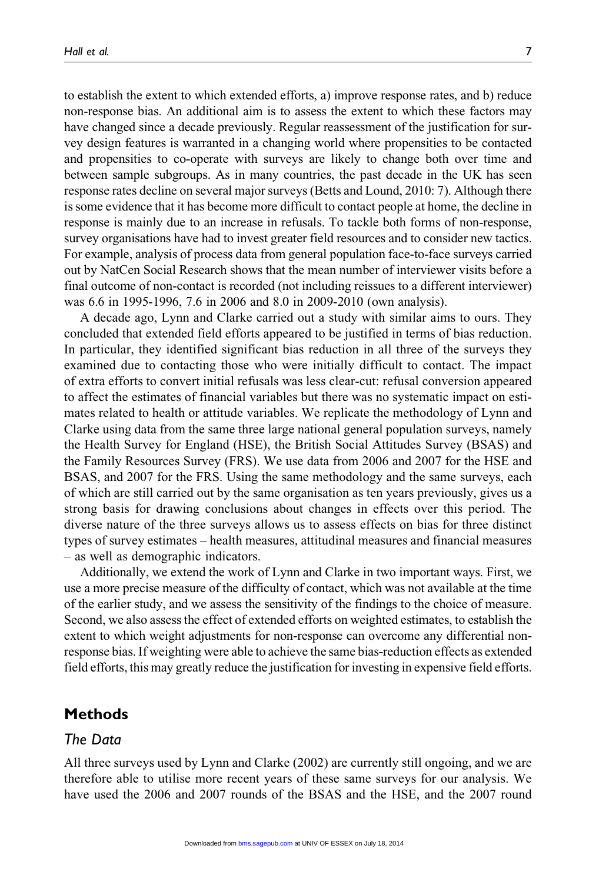to establish the extent to which extended efforts, a) improve response rates, and b) reduce non-response bias. An additional aim is to assess the extent to which these factors may have changed since a decade previously. Regular reassessment of the justification for survey design features is warranted in a changing world where propensities to be contacted and propensities to co-operate with surveys are likely to change both over time and between sample subgroups. As in many countries, the past decade in the UK has seen response rates decline on several major surveys (Betts and Lound, 2010: 7). Although there is some evidence that it has become more difficult to contact people at home, the decline in response is mainly due to an increase in refusals. To tackle both forms of non-response, survey organisations have had to invest greater field resources and to consider new tactics. For example, analysis of process data from general population face-to-face surveys carried out by NatCen Social Research shows that the mean number of interviewer visits before a final outcome of non-contact is recorded (not including reissues to a different interviewer) was 6.6 in 1995-1996, 7.6 in 2006 and 8.0 in 2009-2010 (own analysis).

A decade ago, Lynn and Clarke carried out a study with similar aims to ours. They concluded that extended field efforts appeared to be justified in terms of bias reduction. In particular, they identified significant bias reduction in all three of the surveys they examined due to contacting those who were initially difficult to contact. The impact of extra efforts to convert initial refusals was less clear-cut: refusal conversion appeared to affect the estimates of financial variables but there was no systematic impact on estimates related to health or attitude variables. We replicate the methodology of Lynn and Clarke using data from the same three large national general population surveys, namely the Health Survey for England (HSE), the British Social Attitudes Survey (BSAS) and the Family Resources Survey (FRS). We use data from 2006 and 2007 for the HSE and BSAS, and 2007 for the FRS. Using the same methodology and the same surveys, each of which are still carried out by the same organisation as ten years previously, gives us a strong basis for drawing conclusions about changes in effects over this period. The diverse nature of the three surveys allows us to assess effects on bias for three distinct types of survey estimates – health measures, attitudinal measures and financial measures – as well as demographic indicators.

Additionally, we extend the work of Lynn and Clarke in two important ways. First, we use a more precise measure of the difficulty of contact, which was not available at the time of the earlier study, and we assess the sensitivity of the findings to the choice of measure. Second, we also assess the effect of extended efforts on weighted estimates, to establish the extent to which weight adjustments for non-response can overcome any differential non-response bias. If weighting were able to achieve the same bias-reduction effects as extended field efforts, this may greatly reduce the justification for investing in expensive field efforts.

## Methods

### *The Data*

All three surveys used by Lynn and Clarke (2002) are currently still ongoing, and we are therefore able to utilise more recent years of these same surveys for our analysis. We have used the 2006 and 2007 rounds of the BSAS and the HSE, and the 2007 round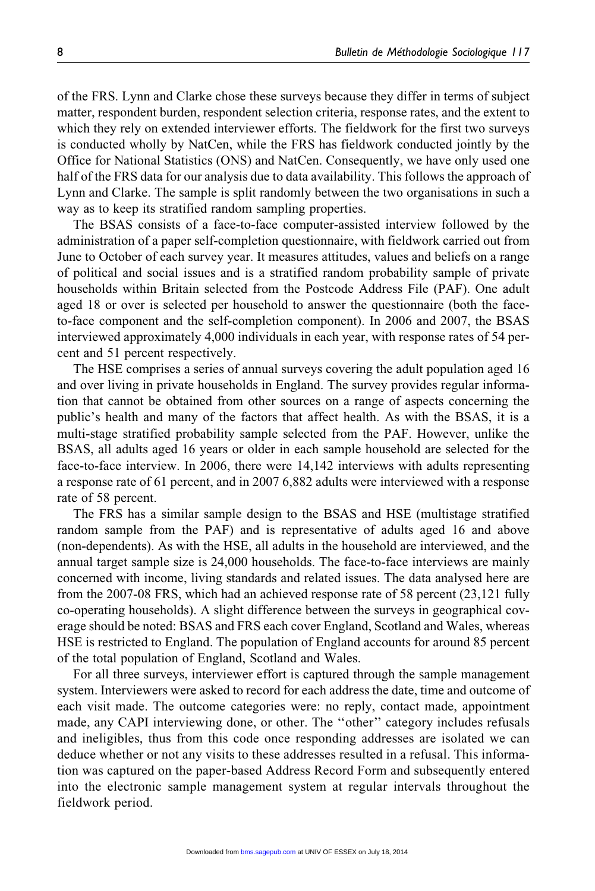of the FRS. Lynn and Clarke chose these surveys because they differ in terms of subject matter, respondent burden, respondent selection criteria, response rates, and the extent to which they rely on extended interviewer efforts. The fieldwork for the first two surveys is conducted wholly by NatCen, while the FRS has fieldwork conducted jointly by the Office for National Statistics (ONS) and NatCen. Consequently, we have only used one half of the FRS data for our analysis due to data availability. This follows the approach of Lynn and Clarke. The sample is split randomly between the two organisations in such a way as to keep its stratified random sampling properties.

The BSAS consists of a face-to-face computer-assisted interview followed by the administration of a paper self-completion questionnaire, with fieldwork carried out from June to October of each survey year. It measures attitudes, values and beliefs on a range of political and social issues and is a stratified random probability sample of private households within Britain selected from the Postcode Address File (PAF). One adult aged 18 or over is selected per household to answer the questionnaire (both the face-to-face component and the self-completion component). In 2006 and 2007, the BSAS interviewed approximately 4,000 individuals in each year, with response rates of 54 percent and 51 percent respectively.

The HSE comprises a series of annual surveys covering the adult population aged 16 and over living in private households in England. The survey provides regular information that cannot be obtained from other sources on a range of aspects concerning the public's health and many of the factors that affect health. As with the BSAS, it is a multi-stage stratified probability sample selected from the PAF. However, unlike the BSAS, all adults aged 16 years or older in each sample household are selected for the face-to-face interview. In 2006, there were 14,142 interviews with adults representing a response rate of 61 percent, and in 2007 6,882 adults were interviewed with a response rate of 58 percent.

The FRS has a similar sample design to the BSAS and HSE (multistage stratified random sample from the PAF) and is representative of adults aged 16 and above (non-dependents). As with the HSE, all adults in the household are interviewed, and the annual target sample size is 24,000 households. The face-to-face interviews are mainly concerned with income, living standards and related issues. The data analysed here are from the 2007-08 FRS, which had an achieved response rate of 58 percent (23,121 fully co-operating households). A slight difference between the surveys in geographical coverage should be noted: BSAS and FRS each cover England, Scotland and Wales, whereas HSE is restricted to England. The population of England accounts for around 85 percent of the total population of England, Scotland and Wales.

For all three surveys, interviewer effort is captured through the sample management system. Interviewers were asked to record for each address the date, time and outcome of each visit made. The outcome categories were: no reply, contact made, appointment made, any CAPI interviewing done, or other. The "other" category includes refusals and ineligibles, thus from this code once responding addresses are isolated we can deduce whether or not any visits to these addresses resulted in a refusal. This information was captured on the paper-based Address Record Form and subsequently entered into the electronic sample management system at regular intervals throughout the fieldwork period.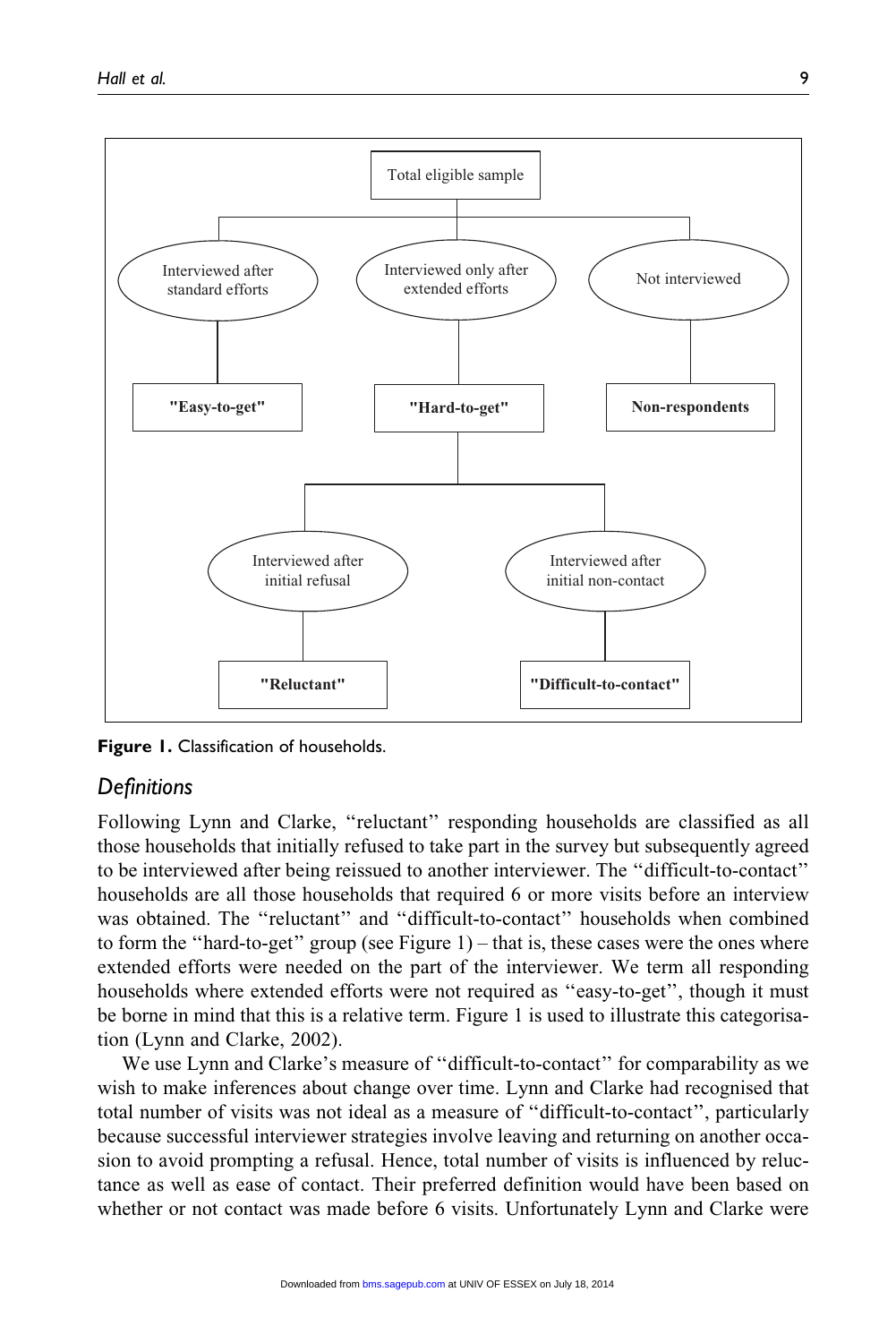**Figure 1.** Classification of households.

## *Definitions*

Following Lynn and Clarke, ‘‘reluctant’’ responding households are classified as all those households that initially refused to take part in the survey but subsequently agreed to be interviewed after being reissued to another interviewer. The ‘‘difficult-to-contact’’ households are all those households that required 6 or more visits before an interview was obtained. The ‘‘reluctant’’ and ‘‘difficult-to-contact’’ households when combined to form the ‘‘hard-to-get’’ group (see Figure 1) – that is, these cases were the ones where extended efforts were needed on the part of the interviewer. We term all responding households where extended efforts were not required as ‘‘easy-to-get’’, though it must be borne in mind that this is a relative term. Figure 1 is used to illustrate this categorisation (Lynn and Clarke, 2002).

We use Lynn and Clarke’s measure of ‘‘difficult-to-contact’’ for comparability as we wish to make inferences about change over time. Lynn and Clarke had recognised that total number of visits was not ideal as a measure of ‘‘difficult-to-contact’’, particularly because successful interviewer strategies involve leaving and returning on another occasion to avoid prompting a refusal. Hence, total number of visits is influenced by reluctance as well as ease of contact. Their preferred definition would have been based on whether or not contact was made before 6 visits. Unfortunately Lynn and Clarke were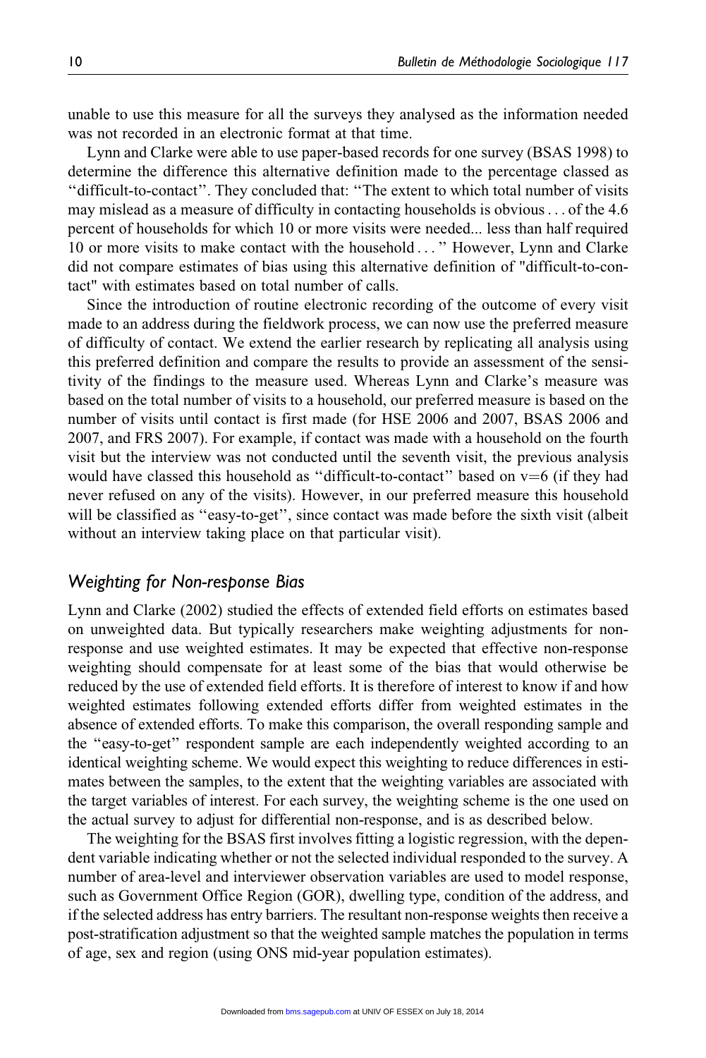unable to use this measure for all the surveys they analysed as the information needed was not recorded in an electronic format at that time.

Lynn and Clarke were able to use paper-based records for one survey (BSAS 1998) to determine the difference this alternative definition made to the percentage classed as ''difficult-to-contact''. They concluded that: ''The extent to which total number of visits may mislead as a measure of difficulty in contacting households is obvious . . . of the 4.6 percent of households for which 10 or more visits were needed... less than half required 10 or more visits to make contact with the household . . . '' However, Lynn and Clarke did not compare estimates of bias using this alternative definition of "difficult-to-contact" with estimates based on total number of calls.

Since the introduction of routine electronic recording of the outcome of every visit made to an address during the fieldwork process, we can now use the preferred measure of difficulty of contact. We extend the earlier research by replicating all analysis using this preferred definition and compare the results to provide an assessment of the sensitivity of the findings to the measure used. Whereas Lynn and Clarke's measure was based on the total number of visits to a household, our preferred measure is based on the number of visits until contact is first made (for HSE 2006 and 2007, BSAS 2006 and 2007, and FRS 2007). For example, if contact was made with a household on the fourth visit but the interview was not conducted until the seventh visit, the previous analysis would have classed this household as ''difficult-to-contact'' based on $v=6$ (if they had never refused on any of the visits). However, in our preferred measure this household will be classified as ''easy-to-get'', since contact was made before the sixth visit (albeit without an interview taking place on that particular visit).

## Weighting for Non-response Bias

Lynn and Clarke (2002) studied the effects of extended field efforts on estimates based on unweighted data. But typically researchers make weighting adjustments for non-response and use weighted estimates. It may be expected that effective non-response weighting should compensate for at least some of the bias that would otherwise be reduced by the use of extended field efforts. It is therefore of interest to know if and how weighted estimates following extended efforts differ from weighted estimates in the absence of extended efforts. To make this comparison, the overall responding sample and the ''easy-to-get'' respondent sample are each independently weighted according to an identical weighting scheme. We would expect this weighting to reduce differences in estimates between the samples, to the extent that the weighting variables are associated with the target variables of interest. For each survey, the weighting scheme is the one used on the actual survey to adjust for differential non-response, and is as described below.

The weighting for the BSAS first involves fitting a logistic regression, with the dependent variable indicating whether or not the selected individual responded to the survey. A number of area-level and interviewer observation variables are used to model response, such as Government Office Region (GOR), dwelling type, condition of the address, and if the selected address has entry barriers. The resultant non-response weights then receive a post-stratification adjustment so that the weighted sample matches the population in terms of age, sex and region (using ONS mid-year population estimates).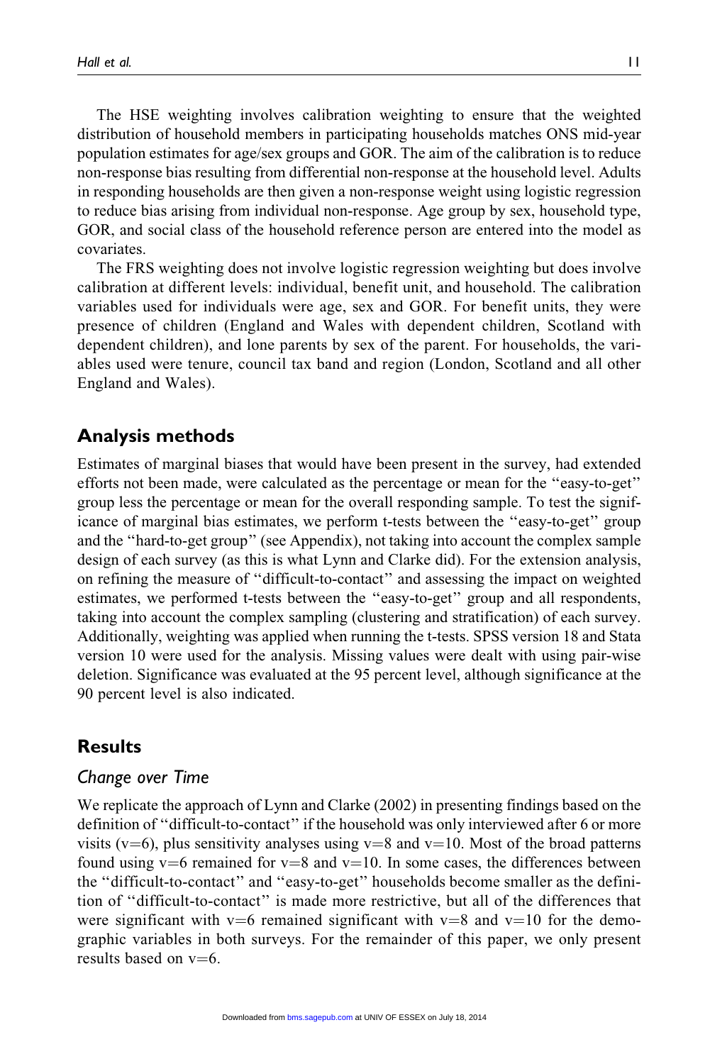The HSE weighting involves calibration weighting to ensure that the weighted distribution of household members in participating households matches ONS mid-year population estimates for age/sex groups and GOR. The aim of the calibration is to reduce non-response bias resulting from differential non-response at the household level. Adults in responding households are then given a non-response weight using logistic regression to reduce bias arising from individual non-response. Age group by sex, household type, GOR, and social class of the household reference person are entered into the model as covariates.

The FRS weighting does not involve logistic regression weighting but does involve calibration at different levels: individual, benefit unit, and household. The calibration variables used for individuals were age, sex and GOR. For benefit units, they were presence of children (England and Wales with dependent children, Scotland with dependent children), and lone parents by sex of the parent. For households, the variables used were tenure, council tax band and region (London, Scotland and all other England and Wales).

## Analysis methods

Estimates of marginal biases that would have been present in the survey, had extended efforts not been made, were calculated as the percentage or mean for the "easy-to-get" group less the percentage or mean for the overall responding sample. To test the significance of marginal bias estimates, we perform t-tests between the "easy-to-get" group and the "hard-to-get group" (see Appendix), not taking into account the complex sample design of each survey (as this is what Lynn and Clarke did). For the extension analysis, on refining the measure of "difficult-to-contact" and assessing the impact on weighted estimates, we performed t-tests between the "easy-to-get" group and all respondents, taking into account the complex sampling (clustering and stratification) of each survey. Additionally, weighting was applied when running the t-tests. SPSS version 18 and Stata version 10 were used for the analysis. Missing values were dealt with using pair-wise deletion. Significance was evaluated at the 95 percent level, although significance at the 90 percent level is also indicated.

## Results

### *Change over Time*

We replicate the approach of Lynn and Clarke (2002) in presenting findings based on the definition of "difficult-to-contact" if the household was only interviewed after 6 or more visits ($v=6$), plus sensitivity analyses using $v=8$ and $v=10$. Most of the broad patterns found using $v=6$ remained for $v=8$ and $v=10$. In some cases, the differences between the "difficult-to-contact" and "easy-to-get" households become smaller as the definition of "difficult-to-contact" is made more restrictive, but all of the differences that were significant with $v=6$ remained significant with $v=8$ and $v=10$ for the demographic variables in both surveys. For the remainder of this paper, we only present results based on $v=6$.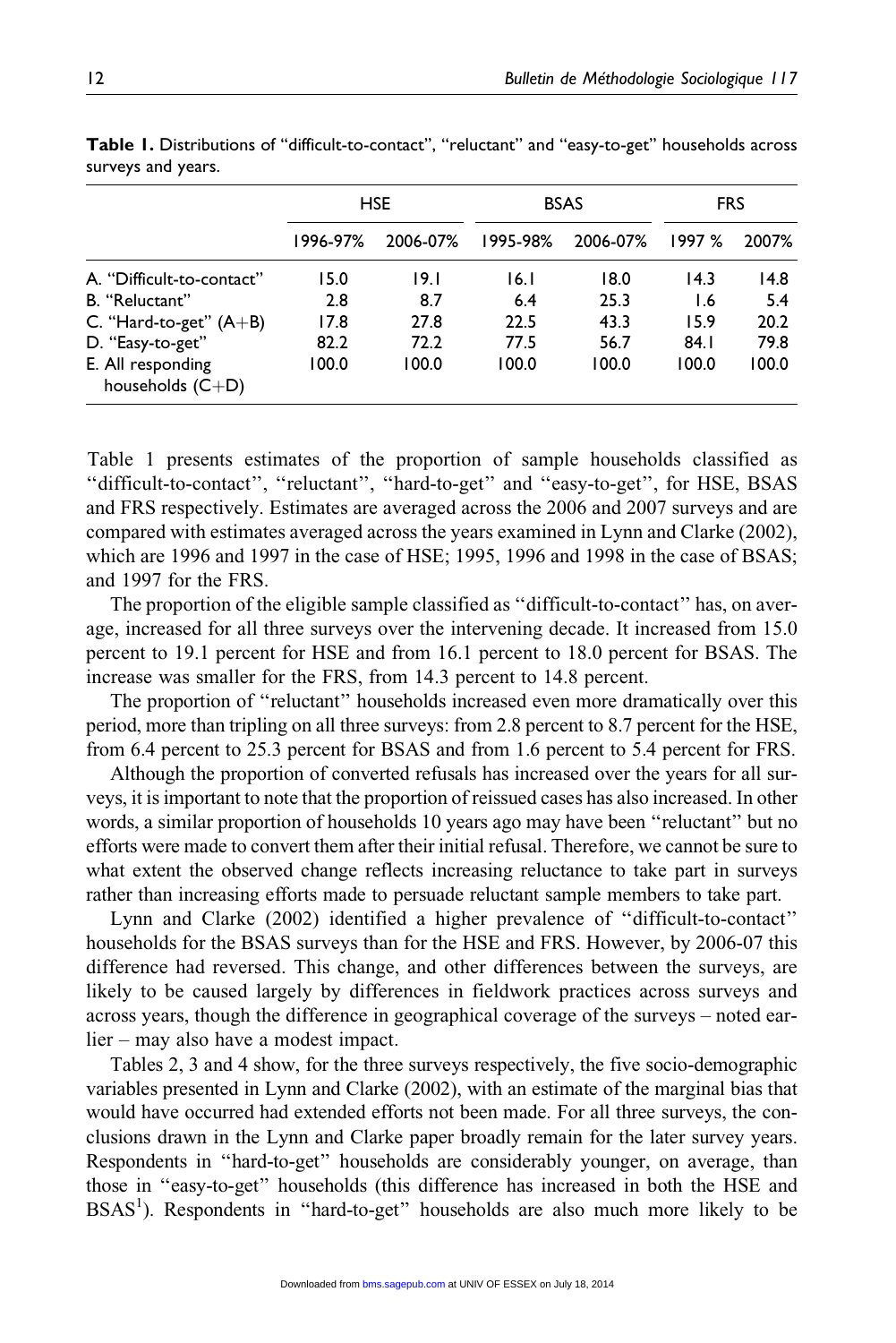**Table 1.** Distributions of "difficult-to-contact", "reluctant" and "easy-to-get" households across surveys and years.

| | HSE | | BSAS | | FRS | |
|---|---|---|---|---|---|---|
| | 1996-97% | 2006-07% | 1995-98% | 2006-07% | 1997 % | 2007% |
| A. "Difficult-to-contact" | 15.0 | 19.1 | 16.1 | 18.0 | 14.3 | 14.8 |
| B. "Reluctant" | 2.8 | 8.7 | 6.4 | 25.3 | 1.6 | 5.4 |
| C. "Hard-to-get" (A+B) | 17.8 | 27.8 | 22.5 | 43.3 | 15.9 | 20.2 |
| D. "Easy-to-get" | 82.2 | 72.2 | 77.5 | 56.7 | 84.1 | 79.8 |
| E. All responding households (C+D) | 100.0 | 100.0 | 100.0 | 100.0 | 100.0 | 100.0 |

Table 1 presents estimates of the proportion of sample households classified as "difficult-to-contact", "reluctant", "hard-to-get" and "easy-to-get", for HSE, BSAS and FRS respectively. Estimates are averaged across the 2006 and 2007 surveys and are compared with estimates averaged across the years examined in Lynn and Clarke (2002), which are 1996 and 1997 in the case of HSE; 1995, 1996 and 1998 in the case of BSAS; and 1997 for the FRS.

The proportion of the eligible sample classified as "difficult-to-contact" has, on average, increased for all three surveys over the intervening decade. It increased from 15.0 percent to 19.1 percent for HSE and from 16.1 percent to 18.0 percent for BSAS. The increase was smaller for the FRS, from 14.3 percent to 14.8 percent.

The proportion of "reluctant" households increased even more dramatically over this period, more than tripling on all three surveys: from 2.8 percent to 8.7 percent for the HSE, from 6.4 percent to 25.3 percent for BSAS and from 1.6 percent to 5.4 percent for FRS.

Although the proportion of converted refusals has increased over the years for all surveys, it is important to note that the proportion of reissued cases has also increased. In other words, a similar proportion of households 10 years ago may have been "reluctant" but no efforts were made to convert them after their initial refusal. Therefore, we cannot be sure to what extent the observed change reflects increasing reluctance to take part in surveys rather than increasing efforts made to persuade reluctant sample members to take part.

Lynn and Clarke (2002) identified a higher prevalence of "difficult-to-contact" households for the BSAS surveys than for the HSE and FRS. However, by 2006-07 this difference had reversed. This change, and other differences between the surveys, are likely to be caused largely by differences in fieldwork practices across surveys and across years, though the difference in geographical coverage of the surveys – noted earlier – may also have a modest impact.

Tables 2, 3 and 4 show, for the three surveys respectively, the five socio-demographic variables presented in Lynn and Clarke (2002), with an estimate of the marginal bias that would have occurred had extended efforts not been made. For all three surveys, the conclusions drawn in the Lynn and Clarke paper broadly remain for the later survey years. Respondents in "hard-to-get" households are considerably younger, on average, than those in "easy-to-get" households (this difference has increased in both the HSE and BSAS[1]). Respondents in "hard-to-get" households are also much more likely to be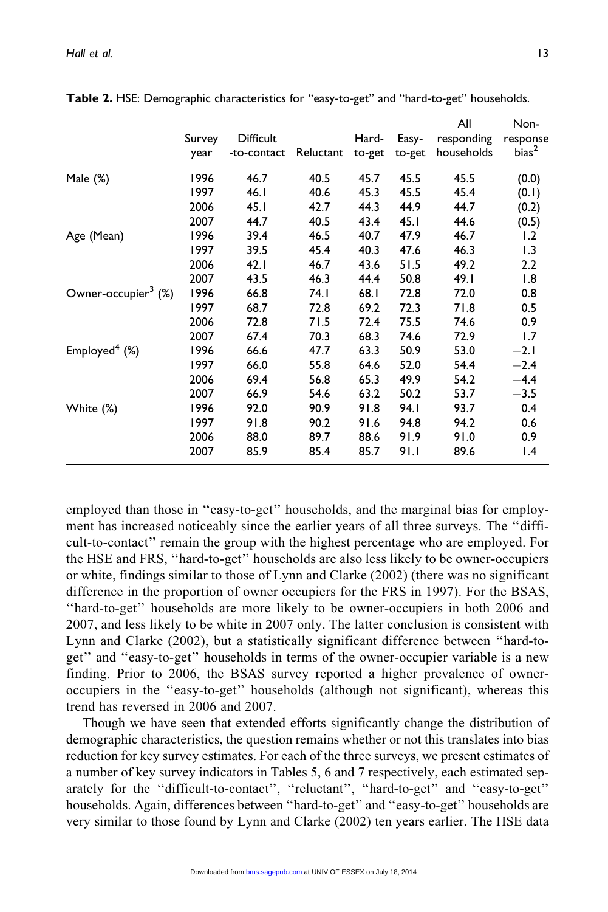**Table 2.** HSE: Demographic characteristics for "easy-to-get" and "hard-to-get" households.

| | Survey year | Difficult -to-contact | Reluctant | Hard-to-get | Easy-to-get | All responding households | Non-response bias[2] |
|---|---|---|---|---|---|---|---|
| Male (%) | 1996 | 46.7 | 40.5 | 45.7 | 45.5 | 45.5 | (0.0) |
| | 1997 | 46.1 | 40.6 | 45.3 | 45.5 | 45.4 | (0.1) |
| | 2006 | 45.1 | 42.7 | 44.3 | 44.9 | 44.7 | (0.2) |
| | 2007 | 44.7 | 40.5 | 43.4 | 45.1 | 44.6 | (0.5) |
| Age (Mean) | 1996 | 39.4 | 46.5 | 40.7 | 47.9 | 46.7 | 1.2 |
| | 1997 | 39.5 | 45.4 | 40.3 | 47.6 | 46.3 | 1.3 |
| | 2006 | 42.1 | 46.7 | 43.6 | 51.5 | 49.2 | 2.2 |
| | 2007 | 43.5 | 46.3 | 44.4 | 50.8 | 49.1 | 1.8 |
| Owner-occupier[3] (%) | 1996 | 66.8 | 74.1 | 68.1 | 72.8 | 72.0 | 0.8 |
| | 1997 | 68.7 | 72.8 | 69.2 | 72.3 | 71.8 | 0.5 |
| | 2006 | 72.8 | 71.5 | 72.4 | 75.5 | 74.6 | 0.9 |
| | 2007 | 67.4 | 70.3 | 68.3 | 74.6 | 72.9 | 1.7 |
| Employed[4] (%) | 1996 | 66.6 | 47.7 | 63.3 | 50.9 | 53.0 | −2.1 |
| | 1997 | 66.0 | 55.8 | 64.6 | 52.0 | 54.4 | −2.4 |
| | 2006 | 69.4 | 56.8 | 65.3 | 49.9 | 54.2 | −4.4 |
| | 2007 | 66.9 | 54.6 | 63.2 | 50.2 | 53.7 | −3.5 |
| White (%) | 1996 | 92.0 | 90.9 | 91.8 | 94.1 | 93.7 | 0.4 |
| | 1997 | 91.8 | 90.2 | 91.6 | 94.8 | 94.2 | 0.6 |
| | 2006 | 88.0 | 89.7 | 88.6 | 91.9 | 91.0 | 0.9 |
| | 2007 | 85.9 | 85.4 | 85.7 | 91.1 | 89.6 | 1.4 |

employed than those in "easy-to-get" households, and the marginal bias for employment has increased noticeably since the earlier years of all three surveys. The "difficult-to-contact" remain the group with the highest percentage who are employed. For the HSE and FRS, "hard-to-get" households are also less likely to be owner-occupiers or white, findings similar to those of Lynn and Clarke (2002) (there was no significant difference in the proportion of owner occupiers for the FRS in 1997). For the BSAS, "hard-to-get" households are more likely to be owner-occupiers in both 2006 and 2007, and less likely to be white in 2007 only. The latter conclusion is consistent with Lynn and Clarke (2002), but a statistically significant difference between "hard-to-get" and "easy-to-get" households in terms of the owner-occupier variable is a new finding. Prior to 2006, the BSAS survey reported a higher prevalence of owner-occupiers in the "easy-to-get" households (although not significant), whereas this trend has reversed in 2006 and 2007.

Though we have seen that extended efforts significantly change the distribution of demographic characteristics, the question remains whether or not this translates into bias reduction for key survey estimates. For each of the three surveys, we present estimates of a number of key survey indicators in Tables 5, 6 and 7 respectively, each estimated separately for the "difficult-to-contact", "reluctant", "hard-to-get" and "easy-to-get" households. Again, differences between "hard-to-get" and "easy-to-get" households are very similar to those found by Lynn and Clarke (2002) ten years earlier. The HSE data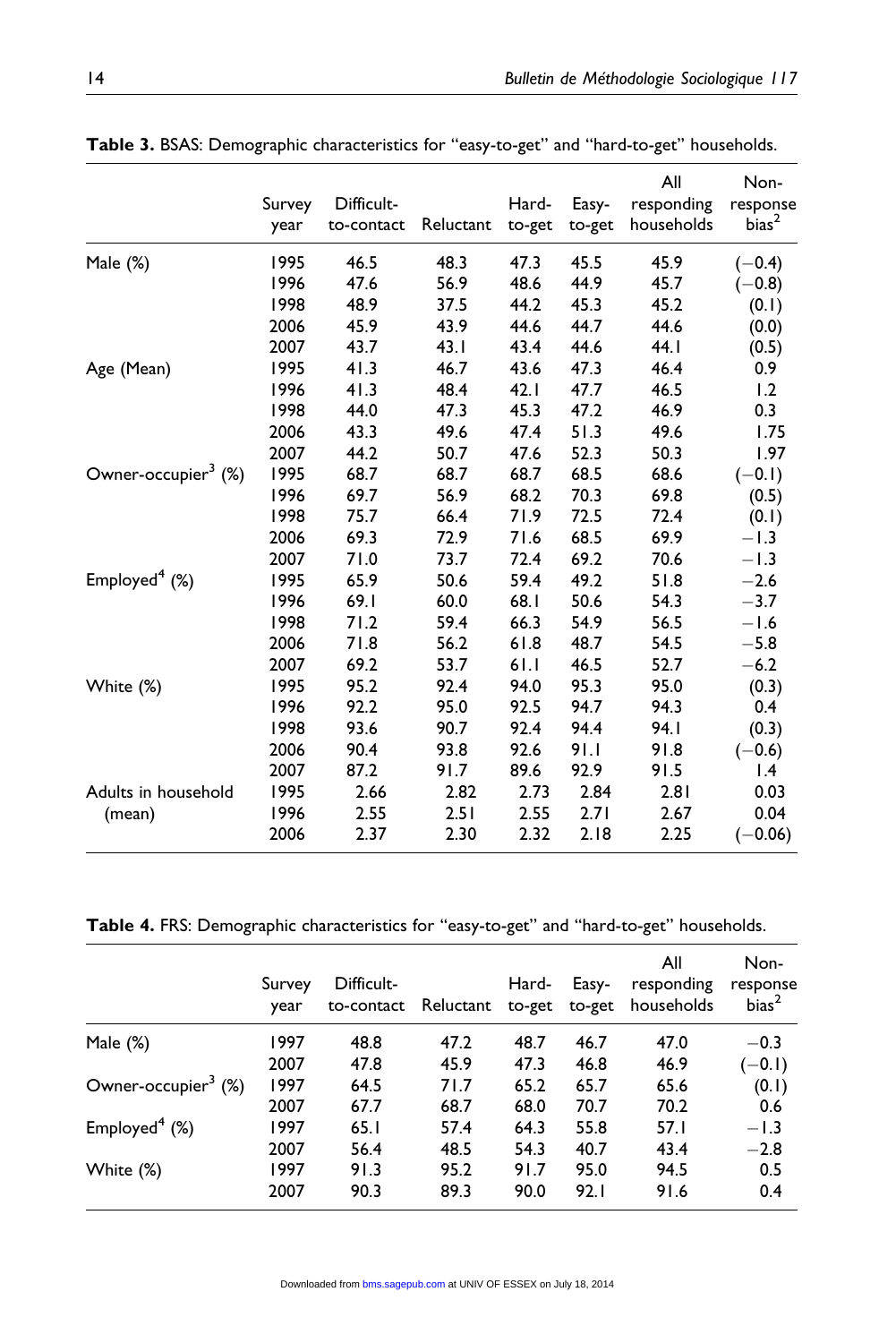**Table 3.** BSAS: Demographic characteristics for "easy-to-get" and "hard-to-get" households.

| | Survey year | Difficult-to-contact | Reluctant | Hard-to-get | Easy-to-get | All responding households | Non-response bias[2] |
|---|---|---|---|---|---|---|---|
| Male (%) | 1995 | 46.5 | 48.3 | 47.3 | 45.5 | 45.9 | (−0.4) |
| | 1996 | 47.6 | 56.9 | 48.6 | 44.9 | 45.7 | (−0.8) |
| | 1998 | 48.9 | 37.5 | 44.2 | 45.3 | 45.2 | (0.1) |
| | 2006 | 45.9 | 43.9 | 44.6 | 44.7 | 44.6 | (0.0) |
| | 2007 | 43.7 | 43.1 | 43.4 | 44.6 | 44.1 | (0.5) |
| Age (Mean) | 1995 | 41.3 | 46.7 | 43.6 | 47.3 | 46.4 | 0.9 |
| | 1996 | 41.3 | 48.4 | 42.1 | 47.7 | 46.5 | 1.2 |
| | 1998 | 44.0 | 47.3 | 45.3 | 47.2 | 46.9 | 0.3 |
| | 2006 | 43.3 | 49.6 | 47.4 | 51.3 | 49.6 | 1.75 |
| | 2007 | 44.2 | 50.7 | 47.6 | 52.3 | 50.3 | 1.97 |
| Owner-occupier[3] (%) | 1995 | 68.7 | 68.7 | 68.7 | 68.5 | 68.6 | (−0.1) |
| | 1996 | 69.7 | 56.9 | 68.2 | 70.3 | 69.8 | (0.5) |
| | 1998 | 75.7 | 66.4 | 71.9 | 72.5 | 72.4 | (0.1) |
| | 2006 | 69.3 | 72.9 | 71.6 | 68.5 | 69.9 | −1.3 |
| | 2007 | 71.0 | 73.7 | 72.4 | 69.2 | 70.6 | −1.3 |
| Employed[4] (%) | 1995 | 65.9 | 50.6 | 59.4 | 49.2 | 51.8 | −2.6 |
| | 1996 | 69.1 | 60.0 | 68.1 | 50.6 | 54.3 | −3.7 |
| | 1998 | 71.2 | 59.4 | 66.3 | 54.9 | 56.5 | −1.6 |
| | 2006 | 71.8 | 56.2 | 61.8 | 48.7 | 54.5 | −5.8 |
| | 2007 | 69.2 | 53.7 | 61.1 | 46.5 | 52.7 | −6.2 |
| White (%) | 1995 | 95.2 | 92.4 | 94.0 | 95.3 | 95.0 | (0.3) |
| | 1996 | 92.2 | 95.0 | 92.5 | 94.7 | 94.3 | 0.4 |
| | 1998 | 93.6 | 90.7 | 92.4 | 94.4 | 94.1 | (0.3) |
| | 2006 | 90.4 | 93.8 | 92.6 | 91.1 | 91.8 | (−0.6) |
| | 2007 | 87.2 | 91.7 | 89.6 | 92.9 | 91.5 | 1.4 |
| Adults in household (mean) | 1995 | 2.66 | 2.82 | 2.73 | 2.84 | 2.81 | 0.03 |
| | 1996 | 2.55 | 2.51 | 2.55 | 2.71 | 2.67 | 0.04 |
| | 2006 | 2.37 | 2.30 | 2.32 | 2.18 | 2.25 | (−0.06) |

**Table 4.** FRS: Demographic characteristics for "easy-to-get" and "hard-to-get" households.

| | Survey year | Difficult-to-contact | Reluctant | Hard-to-get | Easy-to-get | All responding households | Non-response bias[2] |
|---|---|---|---|---|---|---|---|
| Male (%) | 1997 | 48.8 | 47.2 | 48.7 | 46.7 | 47.0 | −0.3 |
| | 2007 | 47.8 | 45.9 | 47.3 | 46.8 | 46.9 | (−0.1) |
| Owner-occupier[3] (%) | 1997 | 64.5 | 71.7 | 65.2 | 65.7 | 65.6 | (0.1) |
| | 2007 | 67.7 | 68.7 | 68.0 | 70.7 | 70.2 | 0.6 |
| Employed[4] (%) | 1997 | 65.1 | 57.4 | 64.3 | 55.8 | 57.1 | −1.3 |
| | 2007 | 56.4 | 48.5 | 54.3 | 40.7 | 43.4 | −2.8 |
| White (%) | 1997 | 91.3 | 95.2 | 91.7 | 95.0 | 94.5 | 0.5 |
| | 2007 | 90.3 | 89.3 | 90.0 | 92.1 | 91.6 | 0.4 |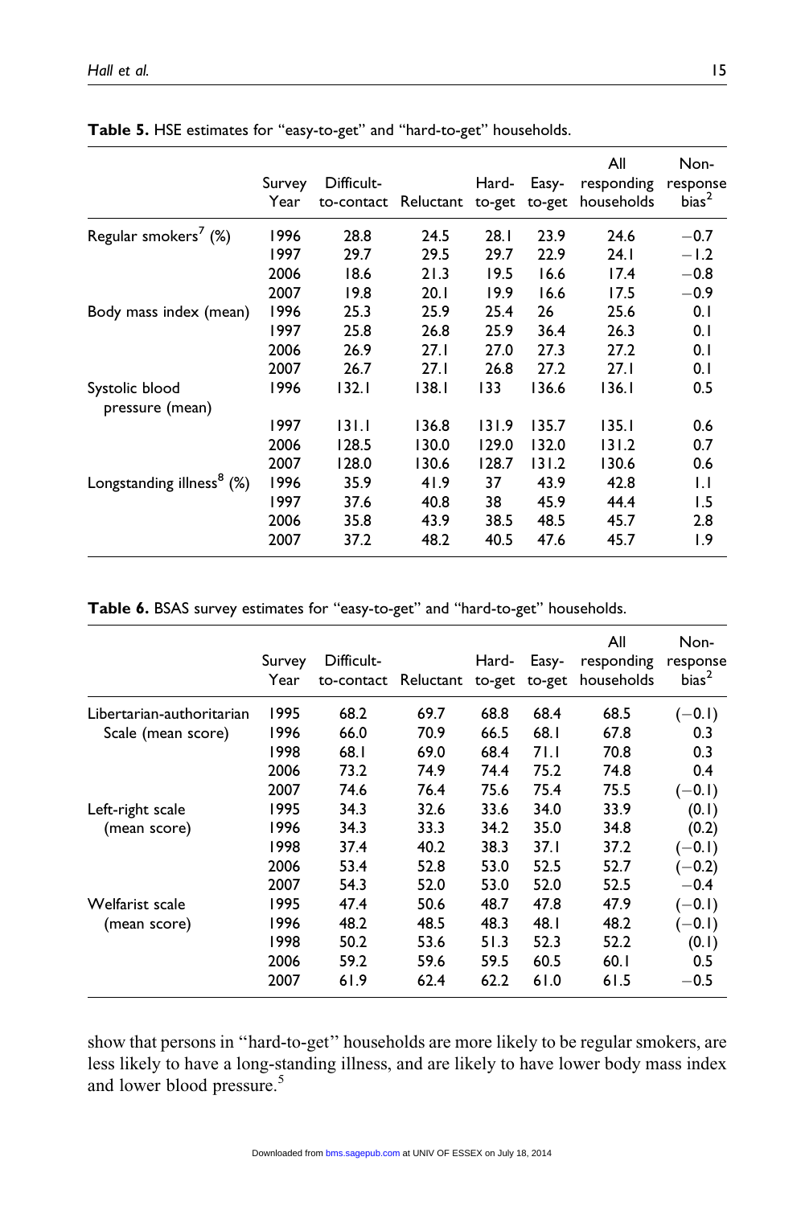**Table 5.** HSE estimates for "easy-to-get" and "hard-to-get" households.

| | Survey Year | Difficult-to-contact | Reluctant | Hard-to-get | Easy-to-get | All responding households | Non-response bias[2] |
|---|---|---|---|---|---|---|---|
| Regular smokers[7] (%) | 1996 | 28.8 | 24.5 | 28.1 | 23.9 | 24.6 | −0.7 |
| | 1997 | 29.7 | 29.5 | 29.7 | 22.9 | 24.1 | −1.2 |
| | 2006 | 18.6 | 21.3 | 19.5 | 16.6 | 17.4 | −0.8 |
| | 2007 | 19.8 | 20.1 | 19.9 | 16.6 | 17.5 | −0.9 |
| Body mass index (mean) | 1996 | 25.3 | 25.9 | 25.4 | 26 | 25.6 | 0.1 |
| | 1997 | 25.8 | 26.8 | 25.9 | 36.4 | 26.3 | 0.1 |
| | 2006 | 26.9 | 27.1 | 27.0 | 27.3 | 27.2 | 0.1 |
| | 2007 | 26.7 | 27.1 | 26.8 | 27.2 | 27.1 | 0.1 |
| Systolic blood pressure (mean) | 1996 | 132.1 | 138.1 | 133 | 136.6 | 136.1 | 0.5 |
| | 1997 | 131.1 | 136.8 | 131.9 | 135.7 | 135.1 | 0.6 |
| | 2006 | 128.5 | 130.0 | 129.0 | 132.0 | 131.2 | 0.7 |
| | 2007 | 128.0 | 130.6 | 128.7 | 131.2 | 130.6 | 0.6 |
| Longstanding illness[8] (%) | 1996 | 35.9 | 41.9 | 37 | 43.9 | 42.8 | 1.1 |
| | 1997 | 37.6 | 40.8 | 38 | 45.9 | 44.4 | 1.5 |
| | 2006 | 35.8 | 43.9 | 38.5 | 48.5 | 45.7 | 2.8 |
| | 2007 | 37.2 | 48.2 | 40.5 | 47.6 | 45.7 | 1.9 |

**Table 6.** BSAS survey estimates for "easy-to-get" and "hard-to-get" households.

| | Survey Year | Difficult-to-contact | Reluctant | Hard-to-get | Easy-to-get | All responding households | Non-response bias[2] |
|---|---|---|---|---|---|---|---|
| Libertarian-authoritarian Scale (mean score) | 1995 | 68.2 | 69.7 | 68.8 | 68.4 | 68.5 | (−0.1) |
| | 1996 | 66.0 | 70.9 | 66.5 | 68.1 | 67.8 | 0.3 |
| | 1998 | 68.1 | 69.0 | 68.4 | 71.1 | 70.8 | 0.3 |
| | 2006 | 73.2 | 74.9 | 74.4 | 75.2 | 74.8 | 0.4 |
| | 2007 | 74.6 | 76.4 | 75.6 | 75.4 | 75.5 | (−0.1) |
| Left-right scale (mean score) | 1995 | 34.3 | 32.6 | 33.6 | 34.0 | 33.9 | (0.1) |
| | 1996 | 34.3 | 33.3 | 34.2 | 35.0 | 34.8 | (0.2) |
| | 1998 | 37.4 | 40.2 | 38.3 | 37.1 | 37.2 | (−0.1) |
| | 2006 | 53.4 | 52.8 | 53.0 | 52.5 | 52.7 | (−0.2) |
| | 2007 | 54.3 | 52.0 | 53.0 | 52.0 | 52.5 | −0.4 |
| Welfarist scale (mean score) | 1995 | 47.4 | 50.6 | 48.7 | 47.8 | 47.9 | (−0.1) |
| | 1996 | 48.2 | 48.5 | 48.3 | 48.1 | 48.2 | (−0.1) |
| | 1998 | 50.2 | 53.6 | 51.3 | 52.3 | 52.2 | (0.1) |
| | 2006 | 59.2 | 59.6 | 59.5 | 60.5 | 60.1 | 0.5 |
| | 2007 | 61.9 | 62.4 | 62.2 | 61.0 | 61.5 | −0.5 |

show that persons in "hard-to-get" households are more likely to be regular smokers, are less likely to have a long-standing illness, and are likely to have lower body mass index and lower blood pressure.[5]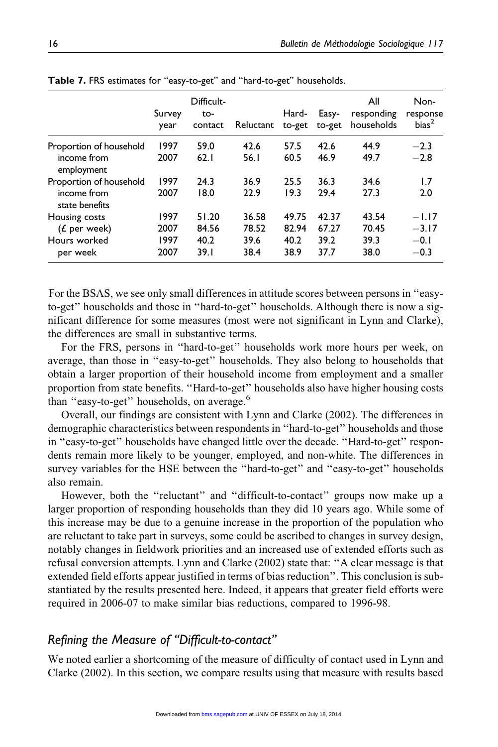**Table 7.** FRS estimates for "easy-to-get" and "hard-to-get" households.

| | Survey year | Difficult-to-contact | Reluctant | Hard-to-get | Easy-to-get | All responding households | Non-response bias[2] |
|---|---|---|---|---|---|---|---|
| Proportion of household income from employment | 1997 | 59.0 | 42.6 | 57.5 | 42.6 | 44.9 | −2.3 |
| | 2007 | 62.1 | 56.1 | 60.5 | 46.9 | 49.7 | −2.8 |
| Proportion of household income from state benefits | 1997 | 24.3 | 36.9 | 25.5 | 36.3 | 34.6 | 1.7 |
| | 2007 | 18.0 | 22.9 | 19.3 | 29.4 | 27.3 | 2.0 |
| Housing costs (£ per week) | 1997 | 51.20 | 36.58 | 49.75 | 42.37 | 43.54 | −1.17 |
| | 2007 | 84.56 | 78.52 | 82.94 | 67.27 | 70.45 | −3.17 |
| Hours worked per week | 1997 | 40.2 | 39.6 | 40.2 | 39.2 | 39.3 | −0.1 |
| | 2007 | 39.1 | 38.4 | 38.9 | 37.7 | 38.0 | −0.3 |

For the BSAS, we see only small differences in attitude scores between persons in "easy-to-get" households and those in "hard-to-get" households. Although there is now a significant difference for some measures (most were not significant in Lynn and Clarke), the differences are small in substantive terms.

For the FRS, persons in "hard-to-get" households work more hours per week, on average, than those in "easy-to-get" households. They also belong to households that obtain a larger proportion of their household income from employment and a smaller proportion from state benefits. "Hard-to-get" households also have higher housing costs than "easy-to-get" households, on average.[6]

Overall, our findings are consistent with Lynn and Clarke (2002). The differences in demographic characteristics between respondents in "hard-to-get" households and those in "easy-to-get" households have changed little over the decade. "Hard-to-get" respondents remain more likely to be younger, employed, and non-white. The differences in survey variables for the HSE between the "hard-to-get" and "easy-to-get" households also remain.

However, both the "reluctant" and "difficult-to-contact" groups now make up a larger proportion of responding households than they did 10 years ago. While some of this increase may be due to a genuine increase in the proportion of the population who are reluctant to take part in surveys, some could be ascribed to changes in survey design, notably changes in fieldwork priorities and an increased use of extended efforts such as refusal conversion attempts. Lynn and Clarke (2002) state that: "A clear message is that extended field efforts appear justified in terms of bias reduction". This conclusion is substantiated by the results presented here. Indeed, it appears that greater field efforts were required in 2006-07 to make similar bias reductions, compared to 1996-98.

## *Refining the Measure of "Difficult-to-contact"*

We noted earlier a shortcoming of the measure of difficulty of contact used in Lynn and Clarke (2002). In this section, we compare results using that measure with results based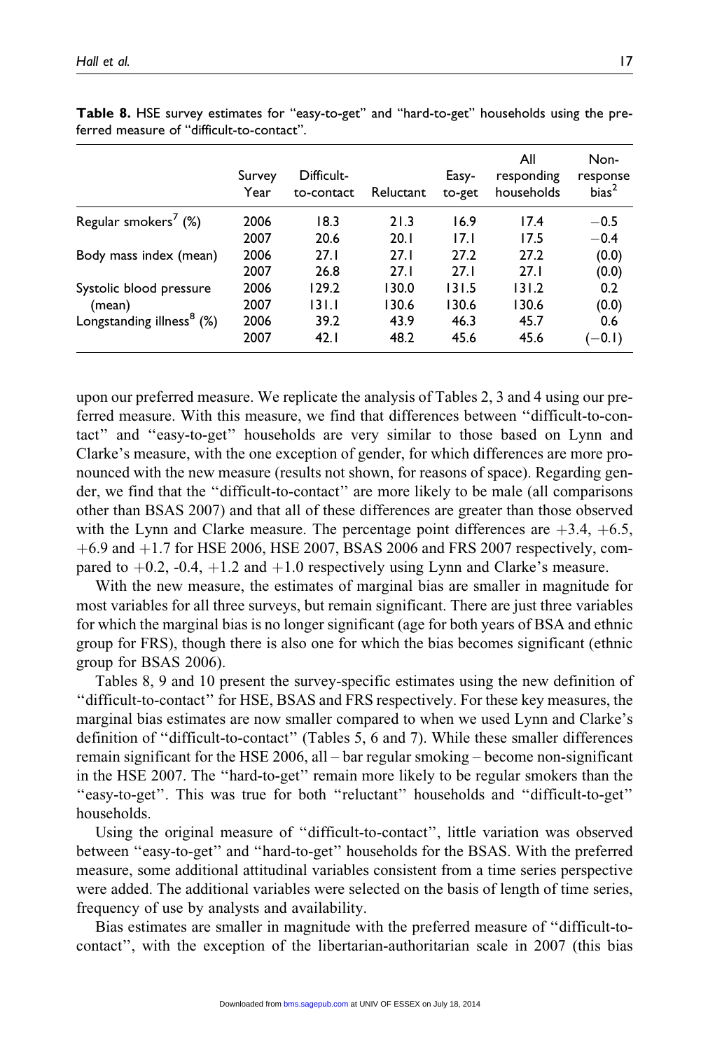**Table 8.** HSE survey estimates for "easy-to-get" and "hard-to-get" households using the preferred measure of "difficult-to-contact".

| | Survey Year | Difficult-to-contact | Reluctant | Easy-to-get | All responding households | Non-response bias[2] |
|---|---|---|---|---|---|---|
| Regular smokers[7] (%) | 2006 | 18.3 | 21.3 | 16.9 | 17.4 | −0.5 |
| | 2007 | 20.6 | 20.1 | 17.1 | 17.5 | −0.4 |
| Body mass index (mean) | 2006 | 27.1 | 27.1 | 27.2 | 27.2 | (0.0) |
| | 2007 | 26.8 | 27.1 | 27.1 | 27.1 | (0.0) |
| Systolic blood pressure (mean) | 2006 | 129.2 | 130.0 | 131.5 | 131.2 | 0.2 |
| | 2007 | 131.1 | 130.6 | 130.6 | 130.6 | (0.0) |
| Longstanding illness[8] (%) | 2006 | 39.2 | 43.9 | 46.3 | 45.7 | 0.6 |
| | 2007 | 42.1 | 48.2 | 45.6 | 45.6 | (−0.1) |

upon our preferred measure. We replicate the analysis of Tables 2, 3 and 4 using our preferred measure. With this measure, we find that differences between "difficult-to-contact" and "easy-to-get" households are very similar to those based on Lynn and Clarke's measure, with the one exception of gender, for which differences are more pronounced with the new measure (results not shown, for reasons of space). Regarding gender, we find that the "difficult-to-contact" are more likely to be male (all comparisons other than BSAS 2007) and that all of these differences are greater than those observed with the Lynn and Clarke measure. The percentage point differences are +3.4, +6.5, +6.9 and +1.7 for HSE 2006, HSE 2007, BSAS 2006 and FRS 2007 respectively, compared to +0.2, -0.4, +1.2 and +1.0 respectively using Lynn and Clarke's measure.

With the new measure, the estimates of marginal bias are smaller in magnitude for most variables for all three surveys, but remain significant. There are just three variables for which the marginal bias is no longer significant (age for both years of BSA and ethnic group for FRS), though there is also one for which the bias becomes significant (ethnic group for BSAS 2006).

Tables 8, 9 and 10 present the survey-specific estimates using the new definition of "difficult-to-contact" for HSE, BSAS and FRS respectively. For these key measures, the marginal bias estimates are now smaller compared to when we used Lynn and Clarke's definition of "difficult-to-contact" (Tables 5, 6 and 7). While these smaller differences remain significant for the HSE 2006, all – bar regular smoking – become non-significant in the HSE 2007. The "hard-to-get" remain more likely to be regular smokers than the "easy-to-get". This was true for both "reluctant" households and "difficult-to-get" households.

Using the original measure of "difficult-to-contact", little variation was observed between "easy-to-get" and "hard-to-get" households for the BSAS. With the preferred measure, some additional attitudinal variables consistent from a time series perspective were added. The additional variables were selected on the basis of length of time series, frequency of use by analysts and availability.

Bias estimates are smaller in magnitude with the preferred measure of "difficult-to-contact", with the exception of the libertarian-authoritarian scale in 2007 (this bias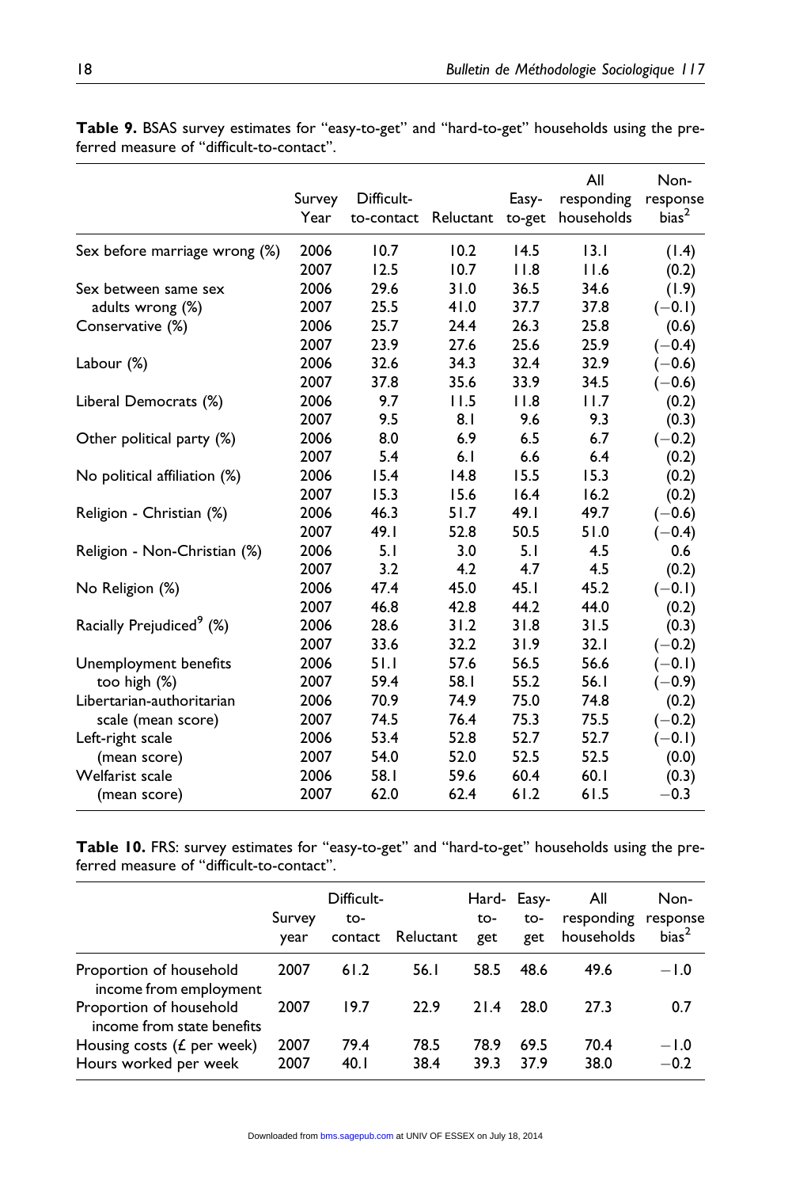**Table 9.** BSAS survey estimates for "easy-to-get" and "hard-to-get" households using the preferred measure of "difficult-to-contact".

| | Survey Year | Difficult-to-contact | Reluctant | Easy-to-get | All responding households | Non-response bias[2] |
|---|---|---|---|---|---|---|
| Sex before marriage wrong (%) | 2006 | 10.7 | 10.2 | 14.5 | 13.1 | (1.4) |
| | 2007 | 12.5 | 10.7 | 11.8 | 11.6 | (0.2) |
| Sex between same sex adults wrong (%) | 2006 | 29.6 | 31.0 | 36.5 | 34.6 | (1.9) |
| | 2007 | 25.5 | 41.0 | 37.7 | 37.8 | (−0.1) |
| Conservative (%) | 2006 | 25.7 | 24.4 | 26.3 | 25.8 | (0.6) |
| | 2007 | 23.9 | 27.6 | 25.6 | 25.9 | (−0.4) |
| Labour (%) | 2006 | 32.6 | 34.3 | 32.4 | 32.9 | (−0.6) |
| | 2007 | 37.8 | 35.6 | 33.9 | 34.5 | (−0.6) |
| Liberal Democrats (%) | 2006 | 9.7 | 11.5 | 11.8 | 11.7 | (0.2) |
| | 2007 | 9.5 | 8.1 | 9.6 | 9.3 | (0.3) |
| Other political party (%) | 2006 | 8.0 | 6.9 | 6.5 | 6.7 | (−0.2) |
| | 2007 | 5.4 | 6.1 | 6.6 | 6.4 | (0.2) |
| No political affiliation (%) | 2006 | 15.4 | 14.8 | 15.5 | 15.3 | (0.2) |
| | 2007 | 15.3 | 15.6 | 16.4 | 16.2 | (0.2) |
| Religion - Christian (%) | 2006 | 46.3 | 51.7 | 49.1 | 49.7 | (−0.6) |
| | 2007 | 49.1 | 52.8 | 50.5 | 51.0 | (−0.4) |
| Religion - Non-Christian (%) | 2006 | 5.1 | 3.0 | 5.1 | 4.5 | 0.6 |
| | 2007 | 3.2 | 4.2 | 4.7 | 4.5 | (0.2) |
| No Religion (%) | 2006 | 47.4 | 45.0 | 45.1 | 45.2 | (−0.1) |
| | 2007 | 46.8 | 42.8 | 44.2 | 44.0 | (0.2) |
| Racially Prejudiced[9] (%) | 2006 | 28.6 | 31.2 | 31.8 | 31.5 | (0.3) |
| | 2007 | 33.6 | 32.2 | 31.9 | 32.1 | (−0.2) |
| Unemployment benefits too high (%) | 2006 | 51.1 | 57.6 | 56.5 | 56.6 | (−0.1) |
| | 2007 | 59.4 | 58.1 | 55.2 | 56.1 | (−0.9) |
| Libertarian-authoritarian scale (mean score) | 2006 | 70.9 | 74.9 | 75.0 | 74.8 | (0.2) |
| | 2007 | 74.5 | 76.4 | 75.3 | 75.5 | (−0.2) |
| Left-right scale (mean score) | 2006 | 53.4 | 52.8 | 52.7 | 52.7 | (−0.1) |
| | 2007 | 54.0 | 52.0 | 52.5 | 52.5 | (0.0) |
| Welfarist scale (mean score) | 2006 | 58.1 | 59.6 | 60.4 | 60.1 | (0.3) |
| | 2007 | 62.0 | 62.4 | 61.2 | 61.5 | −0.3 |

**Table 10.** FRS: survey estimates for "easy-to-get" and "hard-to-get" households using the preferred measure of "difficult-to-contact".

| | Survey year | Difficult-to-contact | Reluctant | Hard-to-get | Easy-to-get | All responding households | Non-response bias[2] |
|---|---|---|---|---|---|---|---|
| Proportion of household income from employment | 2007 | 61.2 | 56.1 | 58.5 | 48.6 | 49.6 | −1.0 |
| Proportion of household income from state benefits | 2007 | 19.7 | 22.9 | 21.4 | 28.0 | 27.3 | 0.7 |
| Housing costs (£ per week) | 2007 | 79.4 | 78.5 | 78.9 | 69.5 | 70.4 | −1.0 |
| Hours worked per week | 2007 | 40.1 | 38.4 | 39.3 | 37.9 | 38.0 | −0.2 |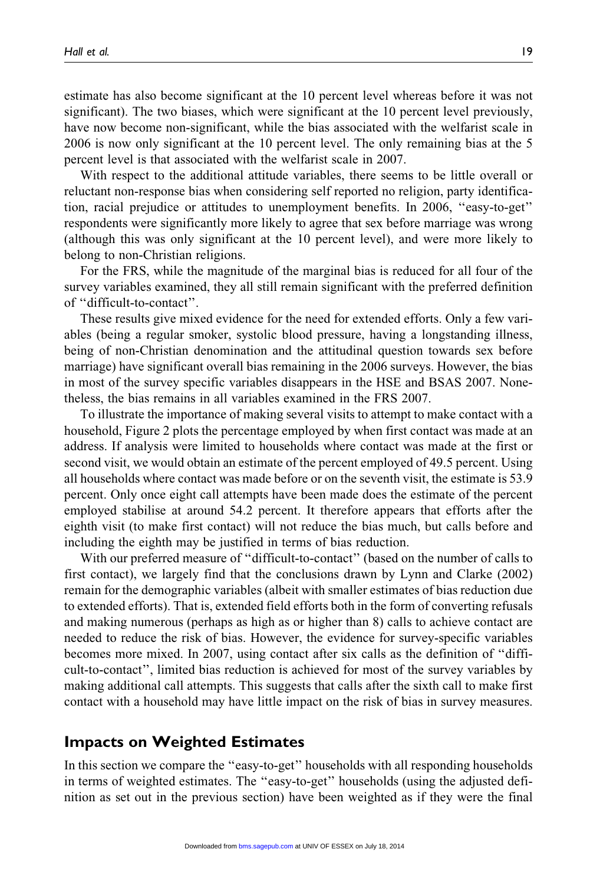estimate has also become significant at the 10 percent level whereas before it was not significant). The two biases, which were significant at the 10 percent level previously, have now become non-significant, while the bias associated with the welfarist scale in 2006 is now only significant at the 10 percent level. The only remaining bias at the 5 percent level is that associated with the welfarist scale in 2007.

With respect to the additional attitude variables, there seems to be little overall or reluctant non-response bias when considering self reported no religion, party identification, racial prejudice or attitudes to unemployment benefits. In 2006, ''easy-to-get'' respondents were significantly more likely to agree that sex before marriage was wrong (although this was only significant at the 10 percent level), and were more likely to belong to non-Christian religions.

For the FRS, while the magnitude of the marginal bias is reduced for all four of the survey variables examined, they all still remain significant with the preferred definition of ''difficult-to-contact''.

These results give mixed evidence for the need for extended efforts. Only a few variables (being a regular smoker, systolic blood pressure, having a longstanding illness, being of non-Christian denomination and the attitudinal question towards sex before marriage) have significant overall bias remaining in the 2006 surveys. However, the bias in most of the survey specific variables disappears in the HSE and BSAS 2007. Nonetheless, the bias remains in all variables examined in the FRS 2007.

To illustrate the importance of making several visits to attempt to make contact with a household, Figure 2 plots the percentage employed by when first contact was made at an address. If analysis were limited to households where contact was made at the first or second visit, we would obtain an estimate of the percent employed of 49.5 percent. Using all households where contact was made before or on the seventh visit, the estimate is 53.9 percent. Only once eight call attempts have been made does the estimate of the percent employed stabilise at around 54.2 percent. It therefore appears that efforts after the eighth visit (to make first contact) will not reduce the bias much, but calls before and including the eighth may be justified in terms of bias reduction.

With our preferred measure of ''difficult-to-contact'' (based on the number of calls to first contact), we largely find that the conclusions drawn by Lynn and Clarke (2002) remain for the demographic variables (albeit with smaller estimates of bias reduction due to extended efforts). That is, extended field efforts both in the form of converting refusals and making numerous (perhaps as high as or higher than 8) calls to achieve contact are needed to reduce the risk of bias. However, the evidence for survey-specific variables becomes more mixed. In 2007, using contact after six calls as the definition of ''difficult-to-contact'', limited bias reduction is achieved for most of the survey variables by making additional call attempts. This suggests that calls after the sixth call to make first contact with a household may have little impact on the risk of bias in survey measures.

## Impacts on Weighted Estimates

In this section we compare the ''easy-to-get'' households with all responding households in terms of weighted estimates. The ''easy-to-get'' households (using the adjusted definition as set out in the previous section) have been weighted as if they were the final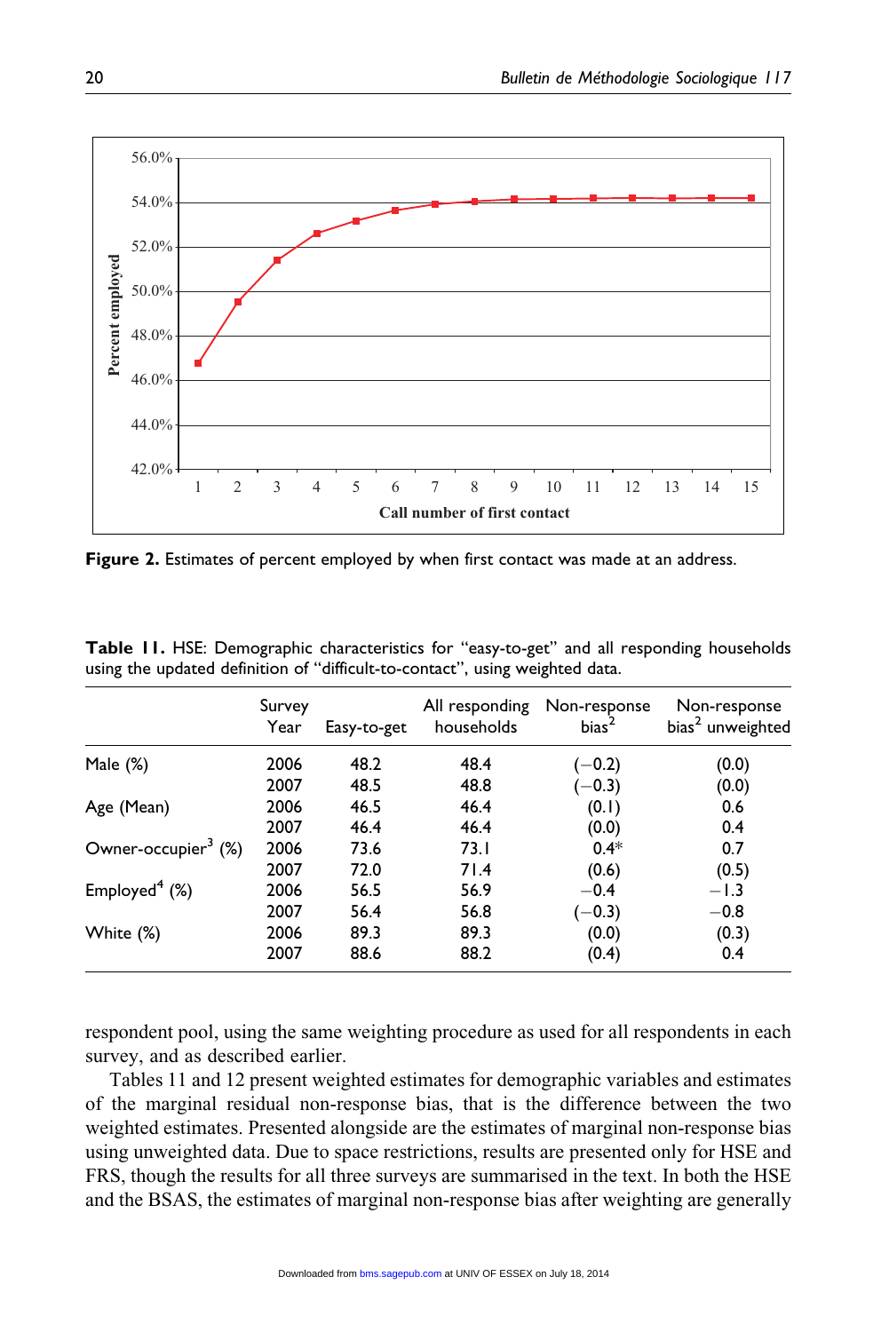**Figure 2.** Estimates of percent employed by when first contact was made at an address.

**Table 11.** HSE: Demographic characteristics for "easy-to-get" and all responding households using the updated definition of "difficult-to-contact", using weighted data.

| | Survey Year | Easy-to-get | All responding households | Non-response bias[2] | Non-response bias[2] unweighted |
|---|---|---|---|---|---|
| Male (%) | 2006 | 48.2 | 48.4 | (−0.2) | (0.0) |
| | 2007 | 48.5 | 48.8 | (−0.3) | (0.0) |
| Age (Mean) | 2006 | 46.5 | 46.4 | (0.1) | 0.6 |
| | 2007 | 46.4 | 46.4 | (0.0) | 0.4 |
| Owner-occupier[3] (%) | 2006 | 73.6 | 73.1 | 0.4* | 0.7 |
| | 2007 | 72.0 | 71.4 | (0.6) | (0.5) |
| Employed[4] (%) | 2006 | 56.5 | 56.9 | −0.4 | −1.3 |
| | 2007 | 56.4 | 56.8 | (−0.3) | −0.8 |
| White (%) | 2006 | 89.3 | 89.3 | (0.0) | (0.3) |
| | 2007 | 88.6 | 88.2 | (0.4) | 0.4 |

respondent pool, using the same weighting procedure as used for all respondents in each survey, and as described earlier.

Tables 11 and 12 present weighted estimates for demographic variables and estimates of the marginal residual non-response bias, that is the difference between the two weighted estimates. Presented alongside are the estimates of marginal non-response bias using unweighted data. Due to space restrictions, results are presented only for HSE and FRS, though the results for all three surveys are summarised in the text. In both the HSE and the BSAS, the estimates of marginal non-response bias after weighting are generally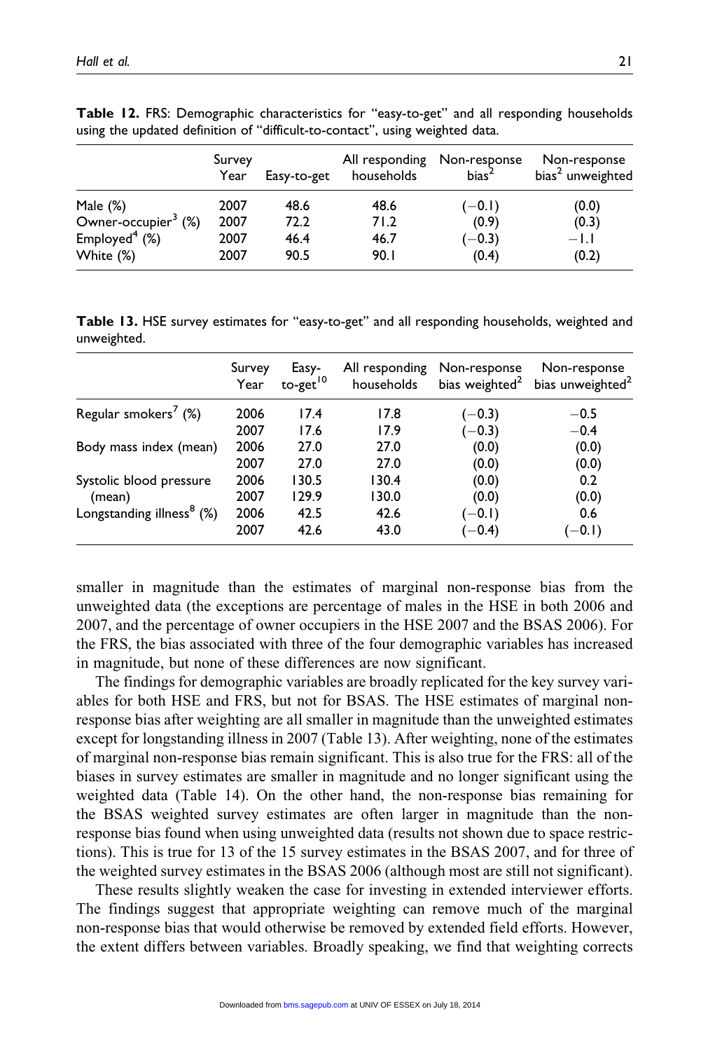**Table 12.** FRS: Demographic characteristics for "easy-to-get" and all responding households using the updated definition of "difficult-to-contact", using weighted data.

| | Survey Year | Easy-to-get | All responding households | Non-response bias[2] | Non-response bias[2] unweighted |
|---|---|---|---|---|---|
| Male (%) | 2007 | 48.6 | 48.6 | (−0.1) | (0.0) |
| Owner-occupier[3] (%) | 2007 | 72.2 | 71.2 | (0.9) | (0.3) |
| Employed[4] (%) | 2007 | 46.4 | 46.7 | (−0.3) | −1.1 |
| White (%) | 2007 | 90.5 | 90.1 | (0.4) | (0.2) |

**Table 13.** HSE survey estimates for "easy-to-get" and all responding households, weighted and unweighted.

| | Survey Year | Easy-to-get[10] | All responding households | Non-response bias weighted[2] | Non-response bias unweighted[2] |
|---|---|---|---|---|---|
| Regular smokers[7] (%) | 2006 | 17.4 | 17.8 | (−0.3) | −0.5 |
| | 2007 | 17.6 | 17.9 | (−0.3) | −0.4 |
| Body mass index (mean) | 2006 | 27.0 | 27.0 | (0.0) | (0.0) |
| | 2007 | 27.0 | 27.0 | (0.0) | (0.0) |
| Systolic blood pressure (mean) | 2006 | 130.5 | 130.4 | (0.0) | 0.2 |
| | 2007 | 129.9 | 130.0 | (0.0) | (0.0) |
| Longstanding illness[8] (%) | 2006 | 42.5 | 42.6 | (−0.1) | 0.6 |
| | 2007 | 42.6 | 43.0 | (−0.4) | (−0.1) |

smaller in magnitude than the estimates of marginal non-response bias from the unweighted data (the exceptions are percentage of males in the HSE in both 2006 and 2007, and the percentage of owner occupiers in the HSE 2007 and the BSAS 2006). For the FRS, the bias associated with three of the four demographic variables has increased in magnitude, but none of these differences are now significant.

The findings for demographic variables are broadly replicated for the key survey variables for both HSE and FRS, but not for BSAS. The HSE estimates of marginal non-response bias after weighting are all smaller in magnitude than the unweighted estimates except for longstanding illness in 2007 (Table 13). After weighting, none of the estimates of marginal non-response bias remain significant. This is also true for the FRS: all of the biases in survey estimates are smaller in magnitude and no longer significant using the weighted data (Table 14). On the other hand, the non-response bias remaining for the BSAS weighted survey estimates are often larger in magnitude than the non-response bias found when using unweighted data (results not shown due to space restrictions). This is true for 13 of the 15 survey estimates in the BSAS 2007, and for three of the weighted survey estimates in the BSAS 2006 (although most are still not significant).

These results slightly weaken the case for investing in extended interviewer efforts. The findings suggest that appropriate weighting can remove much of the marginal non-response bias that would otherwise be removed by extended field efforts. However, the extent differs between variables. Broadly speaking, we find that weighting corrects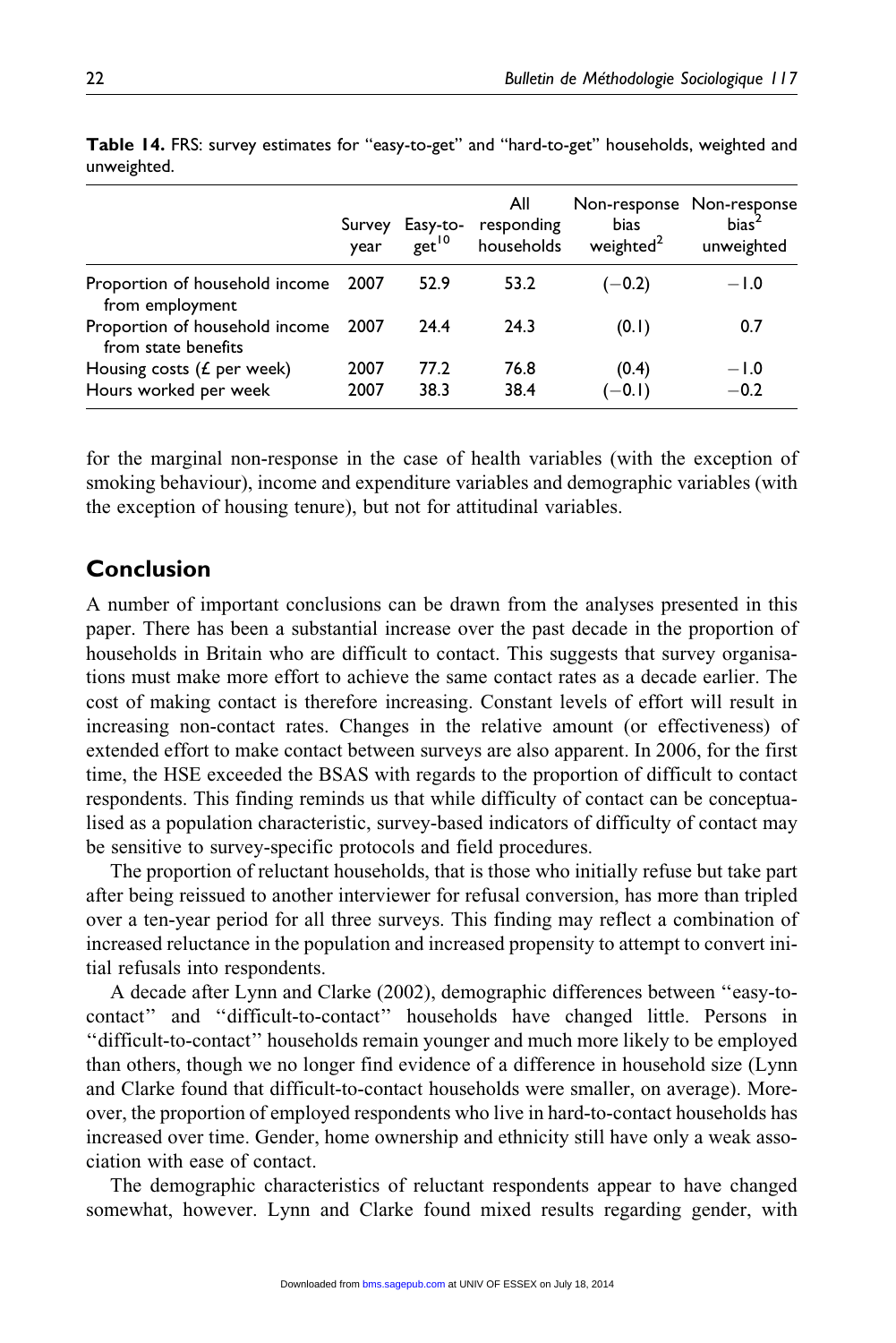**Table 14.** FRS: survey estimates for "easy-to-get" and "hard-to-get" households, weighted and unweighted.

| | Survey year | Easy-to-get[10] | All responding households | Non-response bias weighted[2] | Non-response bias[2] unweighted |
|---|---|---|---|---|---|
| Proportion of household income from employment | 2007 | 52.9 | 53.2 | (−0.2) | −1.0 |
| Proportion of household income from state benefits | 2007 | 24.4 | 24.3 | (0.1) | 0.7 |
| Housing costs (£ per week) | 2007 | 77.2 | 76.8 | (0.4) | −1.0 |
| Hours worked per week | 2007 | 38.3 | 38.4 | (−0.1) | −0.2 |

for the marginal non-response in the case of health variables (with the exception of smoking behaviour), income and expenditure variables and demographic variables (with the exception of housing tenure), but not for attitudinal variables.

## Conclusion

A number of important conclusions can be drawn from the analyses presented in this paper. There has been a substantial increase over the past decade in the proportion of households in Britain who are difficult to contact. This suggests that survey organisations must make more effort to achieve the same contact rates as a decade earlier. The cost of making contact is therefore increasing. Constant levels of effort will result in increasing non-contact rates. Changes in the relative amount (or effectiveness) of extended effort to make contact between surveys are also apparent. In 2006, for the first time, the HSE exceeded the BSAS with regards to the proportion of difficult to contact respondents. This finding reminds us that while difficulty of contact can be conceptualised as a population characteristic, survey-based indicators of difficulty of contact may be sensitive to survey-specific protocols and field procedures.

The proportion of reluctant households, that is those who initially refuse but take part after being reissued to another interviewer for refusal conversion, has more than tripled over a ten-year period for all three surveys. This finding may reflect a combination of increased reluctance in the population and increased propensity to attempt to convert initial refusals into respondents.

A decade after Lynn and Clarke (2002), demographic differences between "easy-to-contact" and "difficult-to-contact" households have changed little. Persons in "difficult-to-contact" households remain younger and much more likely to be employed than others, though we no longer find evidence of a difference in household size (Lynn and Clarke found that difficult-to-contact households were smaller, on average). Moreover, the proportion of employed respondents who live in hard-to-contact households has increased over time. Gender, home ownership and ethnicity still have only a weak association with ease of contact.

The demographic characteristics of reluctant respondents appear to have changed somewhat, however. Lynn and Clarke found mixed results regarding gender, with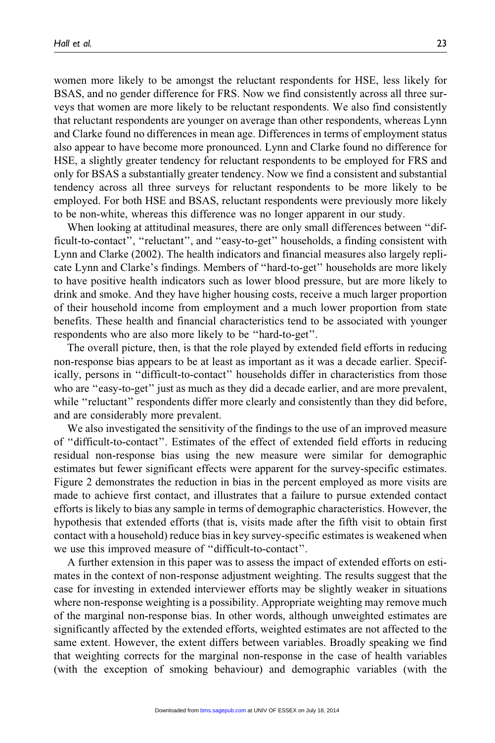women more likely to be amongst the reluctant respondents for HSE, less likely for BSAS, and no gender difference for FRS. Now we find consistently across all three surveys that women are more likely to be reluctant respondents. We also find consistently that reluctant respondents are younger on average than other respondents, whereas Lynn and Clarke found no differences in mean age. Differences in terms of employment status also appear to have become more pronounced. Lynn and Clarke found no difference for HSE, a slightly greater tendency for reluctant respondents to be employed for FRS and only for BSAS a substantially greater tendency. Now we find a consistent and substantial tendency across all three surveys for reluctant respondents to be more likely to be employed. For both HSE and BSAS, reluctant respondents were previously more likely to be non-white, whereas this difference was no longer apparent in our study.

When looking at attitudinal measures, there are only small differences between ''difficult-to-contact'', ''reluctant'', and ''easy-to-get'' households, a finding consistent with Lynn and Clarke (2002). The health indicators and financial measures also largely replicate Lynn and Clarke's findings. Members of ''hard-to-get'' households are more likely to have positive health indicators such as lower blood pressure, but are more likely to drink and smoke. And they have higher housing costs, receive a much larger proportion of their household income from employment and a much lower proportion from state benefits. These health and financial characteristics tend to be associated with younger respondents who are also more likely to be ''hard-to-get''.

The overall picture, then, is that the role played by extended field efforts in reducing non-response bias appears to be at least as important as it was a decade earlier. Specifically, persons in ''difficult-to-contact'' households differ in characteristics from those who are ''easy-to-get'' just as much as they did a decade earlier, and are more prevalent, while ''reluctant'' respondents differ more clearly and consistently than they did before, and are considerably more prevalent.

We also investigated the sensitivity of the findings to the use of an improved measure of ''difficult-to-contact''. Estimates of the effect of extended field efforts in reducing residual non-response bias using the new measure were similar for demographic estimates but fewer significant effects were apparent for the survey-specific estimates. Figure 2 demonstrates the reduction in bias in the percent employed as more visits are made to achieve first contact, and illustrates that a failure to pursue extended contact efforts is likely to bias any sample in terms of demographic characteristics. However, the hypothesis that extended efforts (that is, visits made after the fifth visit to obtain first contact with a household) reduce bias in key survey-specific estimates is weakened when we use this improved measure of ''difficult-to-contact''.

A further extension in this paper was to assess the impact of extended efforts on estimates in the context of non-response adjustment weighting. The results suggest that the case for investing in extended interviewer efforts may be slightly weaker in situations where non-response weighting is a possibility. Appropriate weighting may remove much of the marginal non-response bias. In other words, although unweighted estimates are significantly affected by the extended efforts, weighted estimates are not affected to the same extent. However, the extent differs between variables. Broadly speaking we find that weighting corrects for the marginal non-response in the case of health variables (with the exception of smoking behaviour) and demographic variables (with the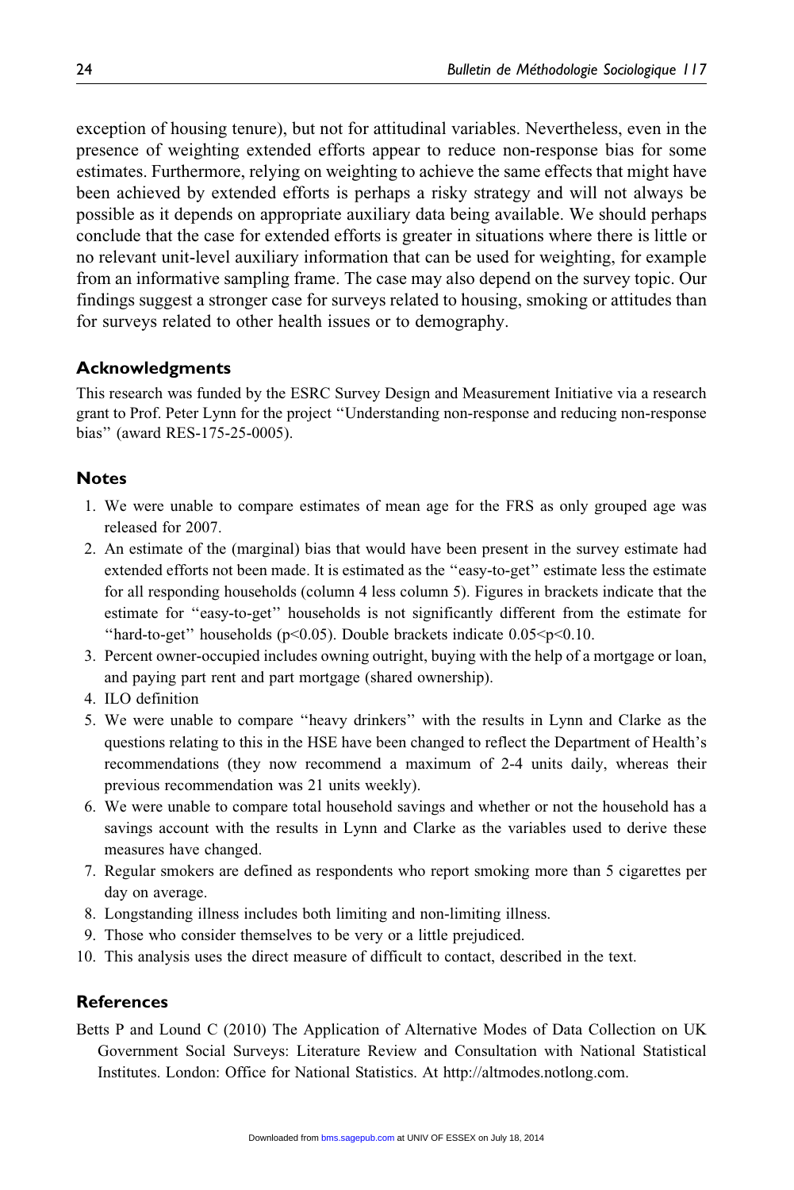exception of housing tenure), but not for attitudinal variables. Nevertheless, even in the presence of weighting extended efforts appear to reduce non-response bias for some estimates. Furthermore, relying on weighting to achieve the same effects that might have been achieved by extended efforts is perhaps a risky strategy and will not always be possible as it depends on appropriate auxiliary data being available. We should perhaps conclude that the case for extended efforts is greater in situations where there is little or no relevant unit-level auxiliary information that can be used for weighting, for example from an informative sampling frame. The case may also depend on the survey topic. Our findings suggest a stronger case for surveys related to housing, smoking or attitudes than for surveys related to other health issues or to demography.

## Acknowledgments

This research was funded by the ESRC Survey Design and Measurement Initiative via a research grant to Prof. Peter Lynn for the project ''Understanding non-response and reducing non-response bias'' (award RES-175-25-0005).

## Notes

1. We were unable to compare estimates of mean age for the FRS as only grouped age was released for 2007.
2. An estimate of the (marginal) bias that would have been present in the survey estimate had extended efforts not been made. It is estimated as the ''easy-to-get'' estimate less the estimate for all responding households (column 4 less column 5). Figures in brackets indicate that the estimate for ''easy-to-get'' households is not significantly different from the estimate for ''hard-to-get'' households ($p<0.05$). Double brackets indicate $0.05<p<0.10$.
3. Percent owner-occupied includes owning outright, buying with the help of a mortgage or loan, and paying part rent and part mortgage (shared ownership).
4. ILO definition
5. We were unable to compare ''heavy drinkers'' with the results in Lynn and Clarke as the questions relating to this in the HSE have been changed to reflect the Department of Health's recommendations (they now recommend a maximum of 2-4 units daily, whereas their previous recommendation was 21 units weekly).
6. We were unable to compare total household savings and whether or not the household has a savings account with the results in Lynn and Clarke as the variables used to derive these measures have changed.
7. Regular smokers are defined as respondents who report smoking more than 5 cigarettes per day on average.
8. Longstanding illness includes both limiting and non-limiting illness.
9. Those who consider themselves to be very or a little prejudiced.
10. This analysis uses the direct measure of difficult to contact, described in the text.

## References

Betts P and Lound C (2010) The Application of Alternative Modes of Data Collection on UK Government Social Surveys: Literature Review and Consultation with National Statistical Institutes. London: Office for National Statistics. At http://altmodes.notlong.com.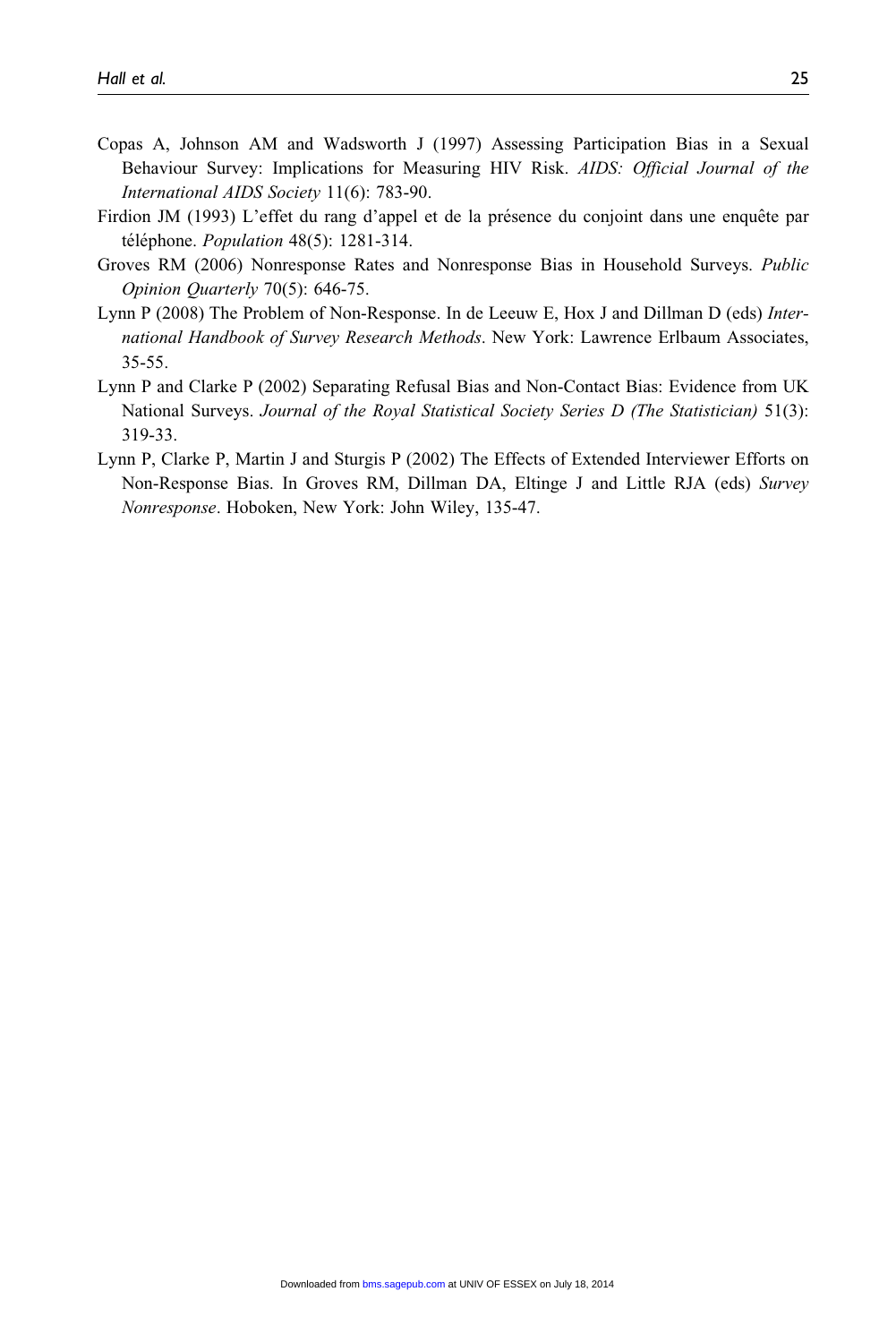Copas A, Johnson AM and Wadsworth J (1997) Assessing Participation Bias in a Sexual Behaviour Survey: Implications for Measuring HIV Risk. *AIDS: Official Journal of the International AIDS Society* 11(6): 783-90.

Firdion JM (1993) L'effet du rang d'appel et de la présence du conjoint dans une enquête par téléphone. *Population* 48(5): 1281-314.

Groves RM (2006) Nonresponse Rates and Nonresponse Bias in Household Surveys. *Public Opinion Quarterly* 70(5): 646-75.

Lynn P (2008) The Problem of Non-Response. In de Leeuw E, Hox J and Dillman D (eds) *International Handbook of Survey Research Methods*. New York: Lawrence Erlbaum Associates, 35-55.

Lynn P and Clarke P (2002) Separating Refusal Bias and Non-Contact Bias: Evidence from UK National Surveys. *Journal of the Royal Statistical Society Series D (The Statistician)* 51(3): 319-33.

Lynn P, Clarke P, Martin J and Sturgis P (2002) The Effects of Extended Interviewer Efforts on Non-Response Bias. In Groves RM, Dillman DA, Eltinge J and Little RJA (eds) *Survey Nonresponse*. Hoboken, New York: John Wiley, 135-47.